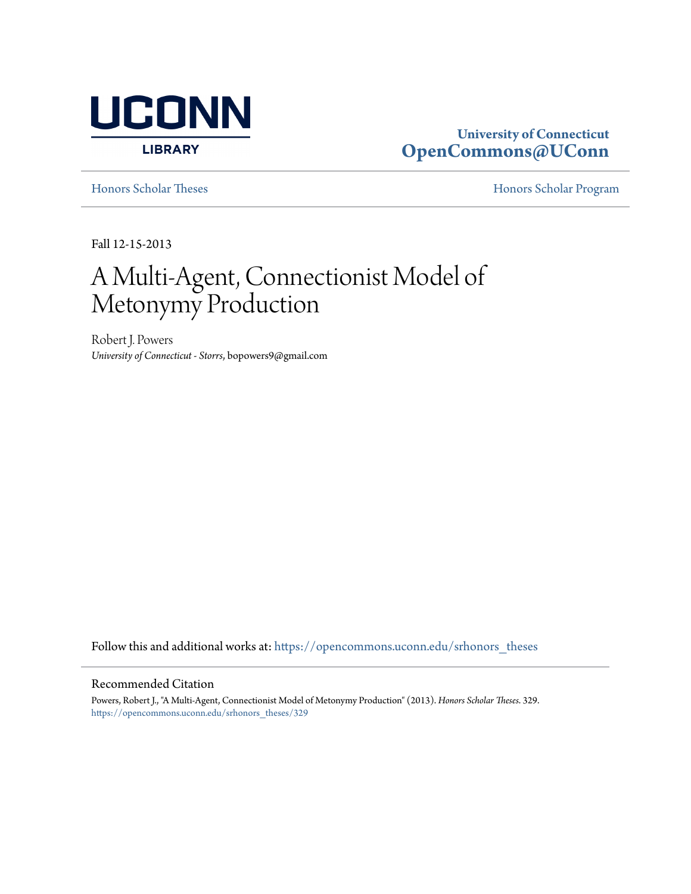UCONN LIBRARY

University of Connecticut
**OpenCommons@UConn**

Honors Scholar Theses | Honors Scholar Program

Fall 12-15-2013

# A Multi-Agent, Connectionist Model of Metonymy Production

Robert J. Powers
*University of Connecticut - Storrs*, bopowers9@gmail.com

Follow this and additional works at: https://opencommons.uconn.edu/srhonors_theses

## Recommended Citation

Powers, Robert J., "A Multi-Agent, Connectionist Model of Metonymy Production" (2013). *Honors Scholar Theses*. 329.
https://opencommons.uconn.edu/srhonors_theses/329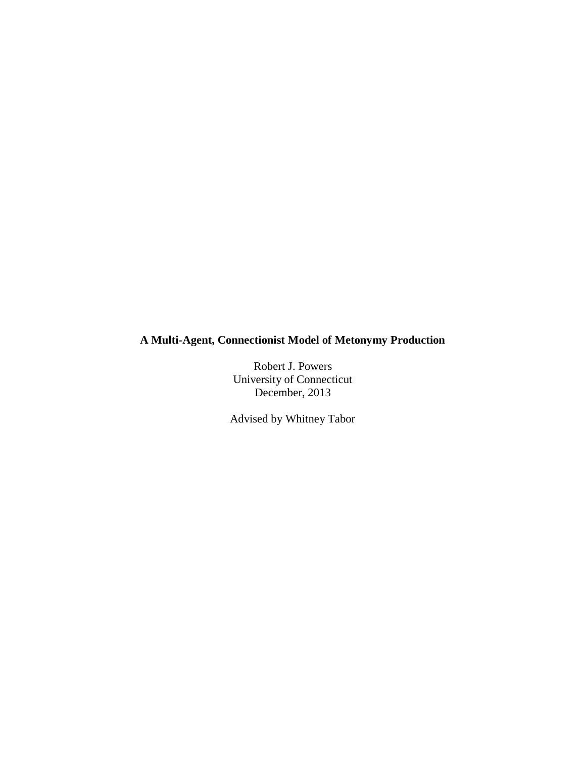**A Multi-Agent, Connectionist Model of Metonymy Production**

Robert J. Powers
University of Connecticut
December, 2013

Advised by Whitney Tabor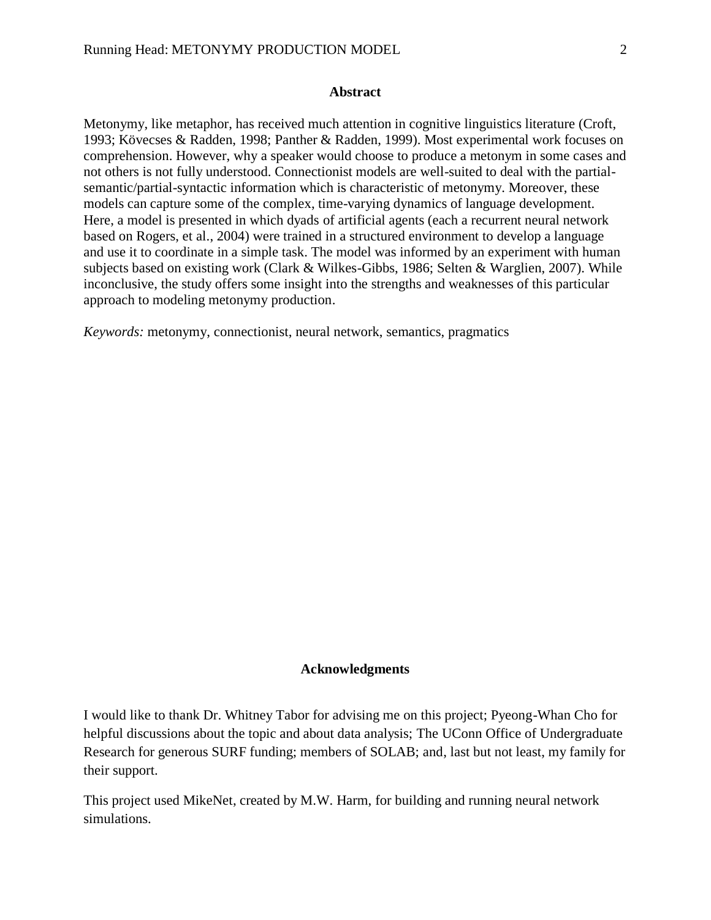## Abstract

Metonymy, like metaphor, has received much attention in cognitive linguistics literature (Croft, 1993; Kövecses & Radden, 1998; Panther & Radden, 1999). Most experimental work focuses on comprehension. However, why a speaker would choose to produce a metonym in some cases and not others is not fully understood. Connectionist models are well-suited to deal with the partial-semantic/partial-syntactic information which is characteristic of metonymy. Moreover, these models can capture some of the complex, time-varying dynamics of language development. Here, a model is presented in which dyads of artificial agents (each a recurrent neural network based on Rogers, et al., 2004) were trained in a structured environment to develop a language and use it to coordinate in a simple task. The model was informed by an experiment with human subjects based on existing work (Clark & Wilkes-Gibbs, 1986; Selten & Warglien, 2007). While inconclusive, the study offers some insight into the strengths and weaknesses of this particular approach to modeling metonymy production.

*Keywords:* metonymy, connectionist, neural network, semantics, pragmatics

## Acknowledgments

I would like to thank Dr. Whitney Tabor for advising me on this project; Pyeong-Whan Cho for helpful discussions about the topic and about data analysis; The UConn Office of Undergraduate Research for generous SURF funding; members of SOLAB; and, last but not least, my family for their support.

This project used MikeNet, created by M.W. Harm, for building and running neural network simulations.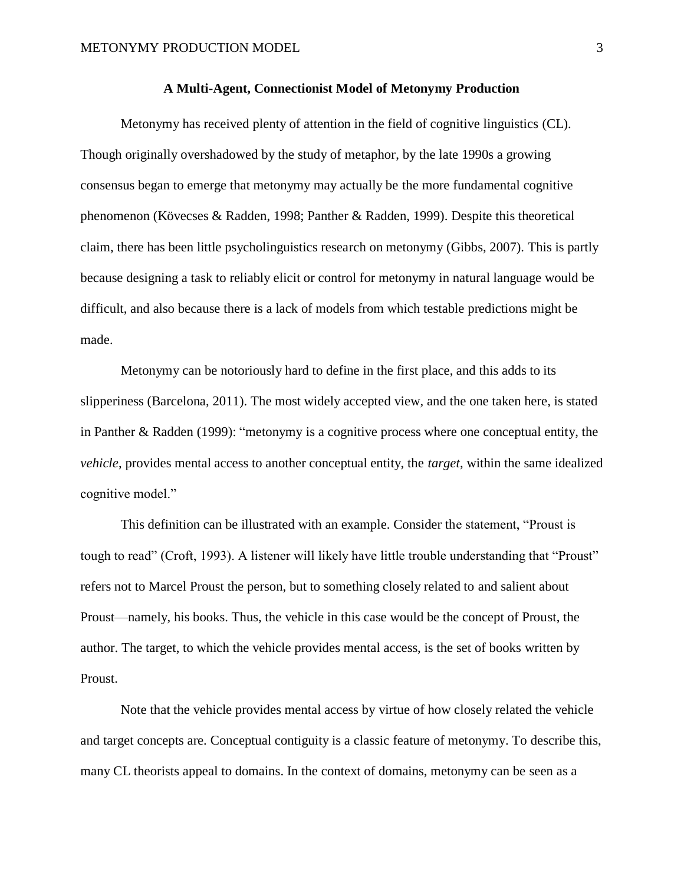**A Multi-Agent, Connectionist Model of Metonymy Production**

Metonymy has received plenty of attention in the field of cognitive linguistics (CL). Though originally overshadowed by the study of metaphor, by the late 1990s a growing consensus began to emerge that metonymy may actually be the more fundamental cognitive phenomenon (Kövecses & Radden, 1998; Panther & Radden, 1999). Despite this theoretical claim, there has been little psycholinguistics research on metonymy (Gibbs, 2007). This is partly because designing a task to reliably elicit or control for metonymy in natural language would be difficult, and also because there is a lack of models from which testable predictions might be made.

Metonymy can be notoriously hard to define in the first place, and this adds to its slipperiness (Barcelona, 2011). The most widely accepted view, and the one taken here, is stated in Panther & Radden (1999): "metonymy is a cognitive process where one conceptual entity, the *vehicle*, provides mental access to another conceptual entity, the *target*, within the same idealized cognitive model."

This definition can be illustrated with an example. Consider the statement, "Proust is tough to read" (Croft, 1993). A listener will likely have little trouble understanding that "Proust" refers not to Marcel Proust the person, but to something closely related to and salient about Proust—namely, his books. Thus, the vehicle in this case would be the concept of Proust, the author. The target, to which the vehicle provides mental access, is the set of books written by Proust.

Note that the vehicle provides mental access by virtue of how closely related the vehicle and target concepts are. Conceptual contiguity is a classic feature of metonymy. To describe this, many CL theorists appeal to domains. In the context of domains, metonymy can be seen as a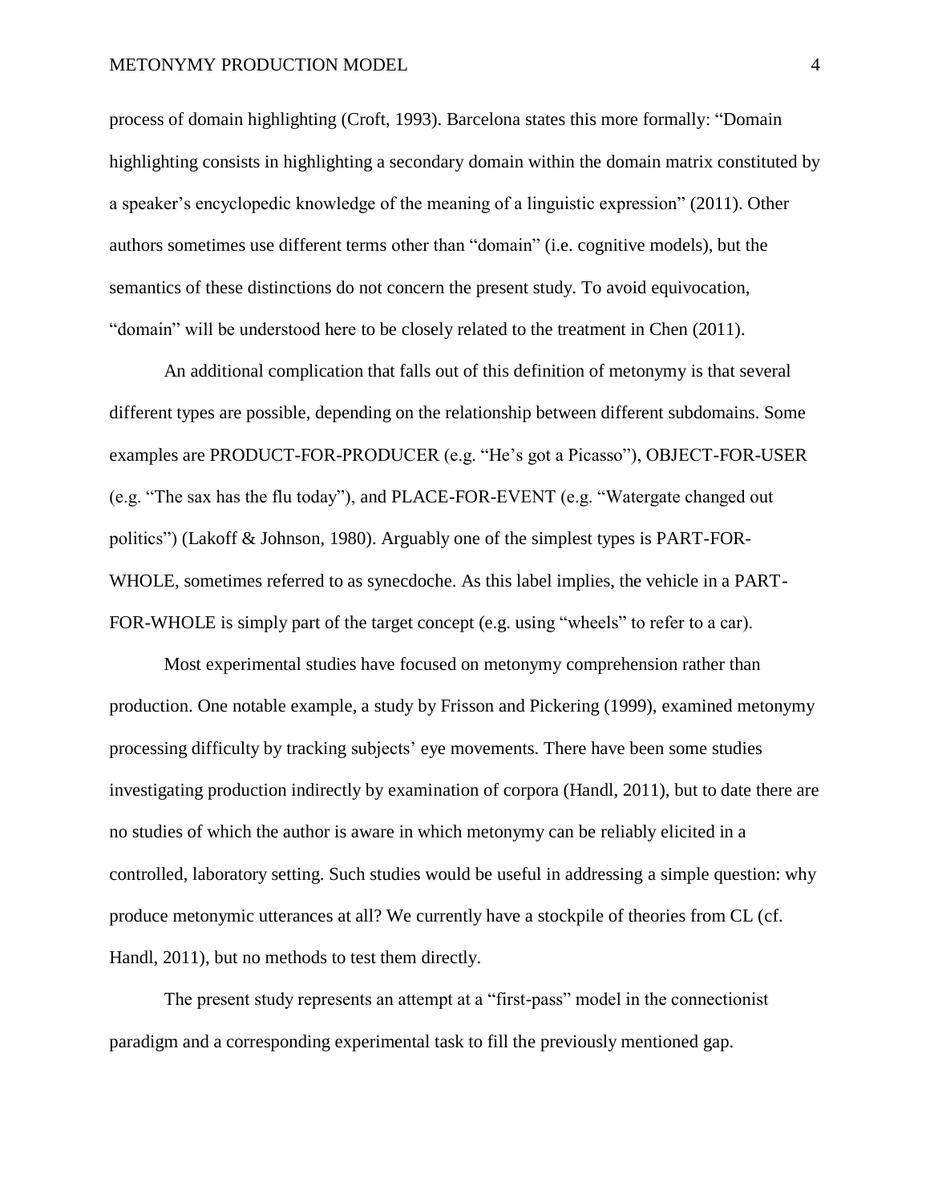process of domain highlighting (Croft, 1993). Barcelona states this more formally: "Domain highlighting consists in highlighting a secondary domain within the domain matrix constituted by a speaker's encyclopedic knowledge of the meaning of a linguistic expression" (2011). Other authors sometimes use different terms other than "domain" (i.e. cognitive models), but the semantics of these distinctions do not concern the present study. To avoid equivocation, "domain" will be understood here to be closely related to the treatment in Chen (2011).

An additional complication that falls out of this definition of metonymy is that several different types are possible, depending on the relationship between different subdomains. Some examples are PRODUCT-FOR-PRODUCER (e.g. "He's got a Picasso"), OBJECT-FOR-USER (e.g. "The sax has the flu today"), and PLACE-FOR-EVENT (e.g. "Watergate changed out politics") (Lakoff & Johnson, 1980). Arguably one of the simplest types is PART-FOR-WHOLE, sometimes referred to as synecdoche. As this label implies, the vehicle in a PART-FOR-WHOLE is simply part of the target concept (e.g. using "wheels" to refer to a car).

Most experimental studies have focused on metonymy comprehension rather than production. One notable example, a study by Frisson and Pickering (1999), examined metonymy processing difficulty by tracking subjects' eye movements. There have been some studies investigating production indirectly by examination of corpora (Handl, 2011), but to date there are no studies of which the author is aware in which metonymy can be reliably elicited in a controlled, laboratory setting. Such studies would be useful in addressing a simple question: why produce metonymic utterances at all? We currently have a stockpile of theories from CL (cf. Handl, 2011), but no methods to test them directly.

The present study represents an attempt at a "first-pass" model in the connectionist paradigm and a corresponding experimental task to fill the previously mentioned gap.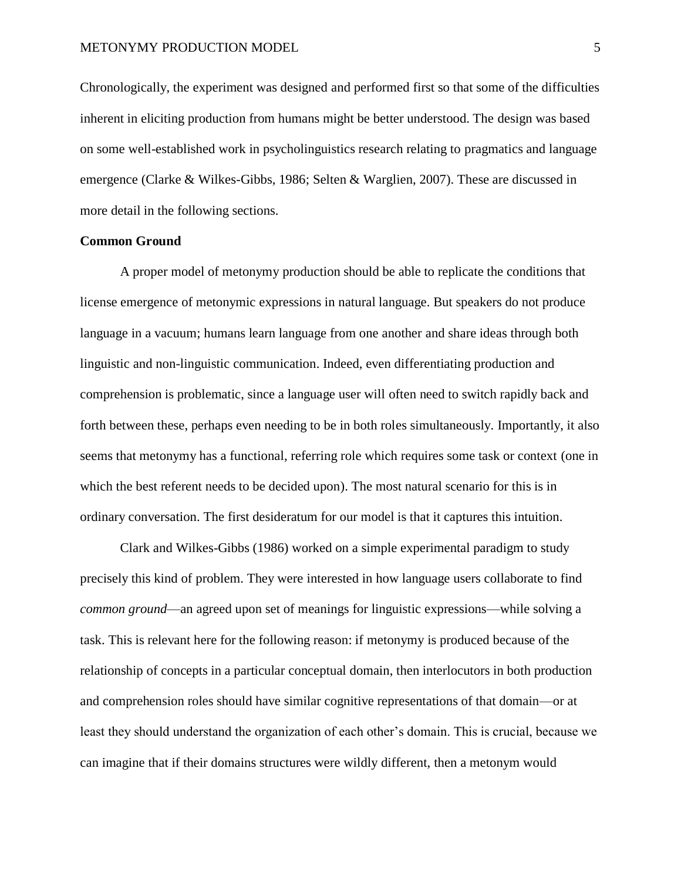Chronologically, the experiment was designed and performed first so that some of the difficulties inherent in eliciting production from humans might be better understood. The design was based on some well-established work in psycholinguistics research relating to pragmatics and language emergence (Clarke & Wilkes-Gibbs, 1986; Selten & Warglien, 2007). These are discussed in more detail in the following sections.

**Common Ground**

A proper model of metonymy production should be able to replicate the conditions that license emergence of metonymic expressions in natural language. But speakers do not produce language in a vacuum; humans learn language from one another and share ideas through both linguistic and non-linguistic communication. Indeed, even differentiating production and comprehension is problematic, since a language user will often need to switch rapidly back and forth between these, perhaps even needing to be in both roles simultaneously. Importantly, it also seems that metonymy has a functional, referring role which requires some task or context (one in which the best referent needs to be decided upon). The most natural scenario for this is in ordinary conversation. The first desideratum for our model is that it captures this intuition.

Clark and Wilkes-Gibbs (1986) worked on a simple experimental paradigm to study precisely this kind of problem. They were interested in how language users collaborate to find *common ground*—an agreed upon set of meanings for linguistic expressions—while solving a task. This is relevant here for the following reason: if metonymy is produced because of the relationship of concepts in a particular conceptual domain, then interlocutors in both production and comprehension roles should have similar cognitive representations of that domain—or at least they should understand the organization of each other's domain. This is crucial, because we can imagine that if their domains structures were wildly different, then a metonym would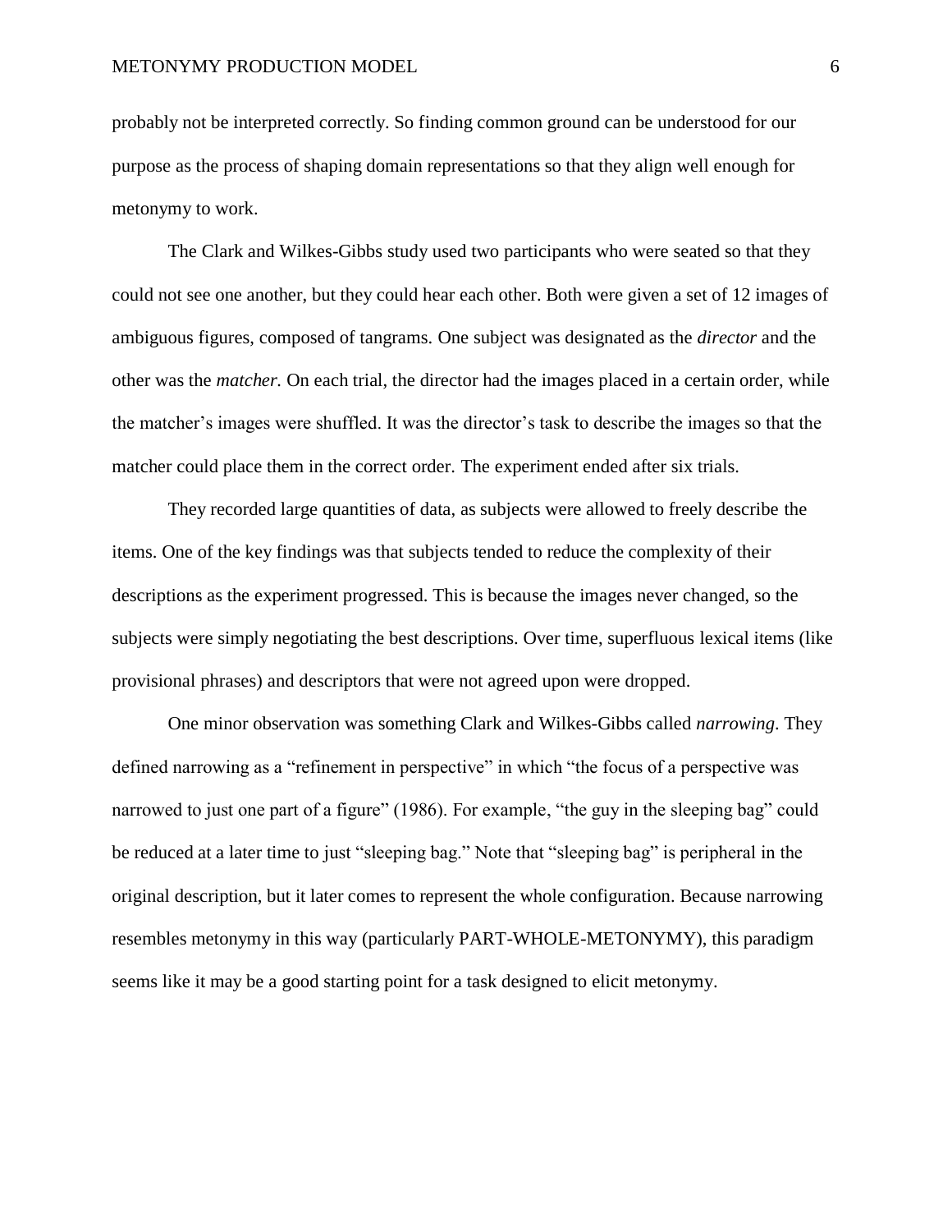probably not be interpreted correctly. So finding common ground can be understood for our purpose as the process of shaping domain representations so that they align well enough for metonymy to work.

The Clark and Wilkes-Gibbs study used two participants who were seated so that they could not see one another, but they could hear each other. Both were given a set of 12 images of ambiguous figures, composed of tangrams. One subject was designated as the *director* and the other was the *matcher.* On each trial, the director had the images placed in a certain order, while the matcher's images were shuffled. It was the director's task to describe the images so that the matcher could place them in the correct order. The experiment ended after six trials.

They recorded large quantities of data, as subjects were allowed to freely describe the items. One of the key findings was that subjects tended to reduce the complexity of their descriptions as the experiment progressed. This is because the images never changed, so the subjects were simply negotiating the best descriptions. Over time, superfluous lexical items (like provisional phrases) and descriptors that were not agreed upon were dropped.

One minor observation was something Clark and Wilkes-Gibbs called *narrowing*. They defined narrowing as a "refinement in perspective" in which "the focus of a perspective was narrowed to just one part of a figure" (1986). For example, "the guy in the sleeping bag" could be reduced at a later time to just "sleeping bag." Note that "sleeping bag" is peripheral in the original description, but it later comes to represent the whole configuration. Because narrowing resembles metonymy in this way (particularly PART-WHOLE-METONYMY), this paradigm seems like it may be a good starting point for a task designed to elicit metonymy.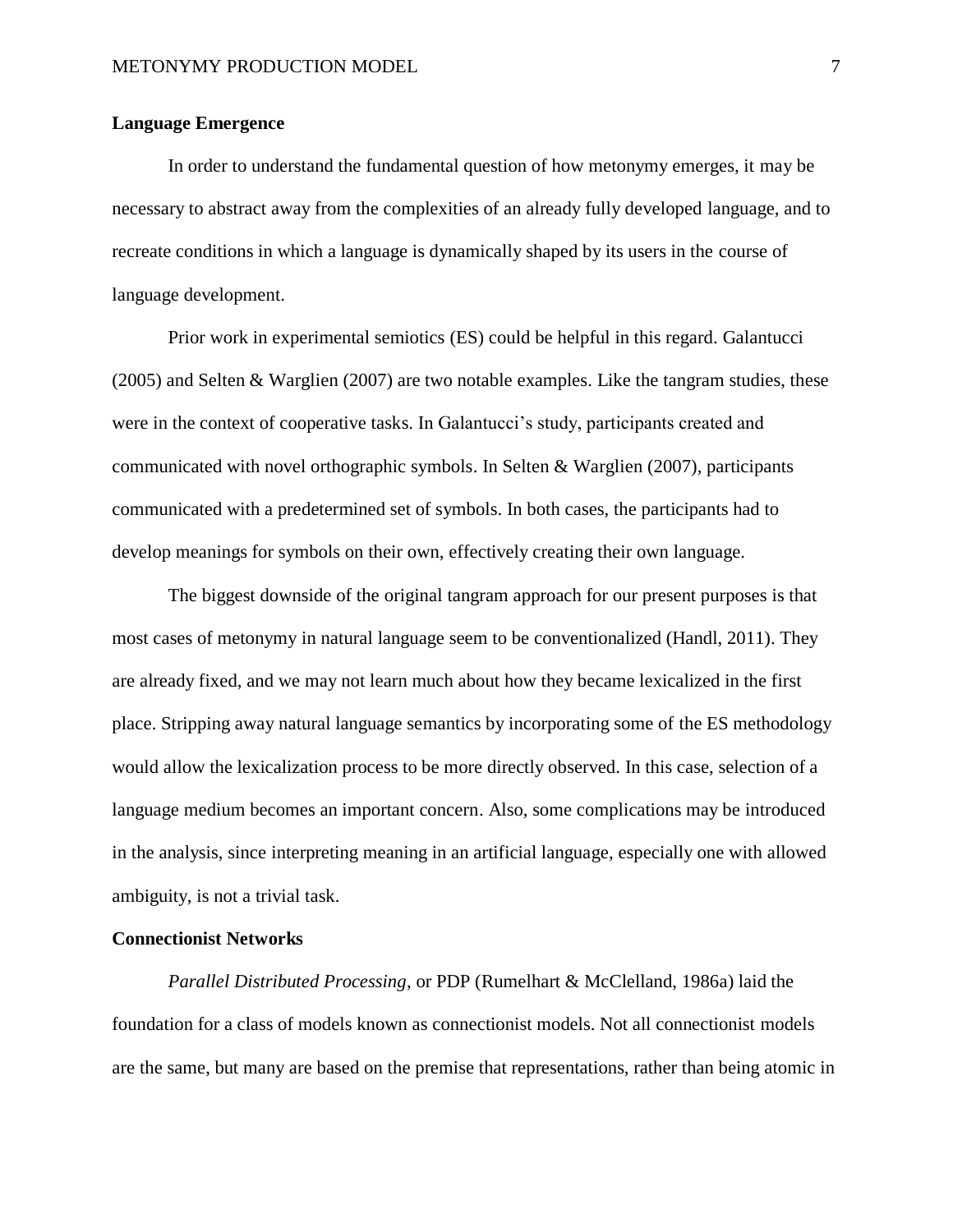**Language Emergence**

In order to understand the fundamental question of how metonymy emerges, it may be necessary to abstract away from the complexities of an already fully developed language, and to recreate conditions in which a language is dynamically shaped by its users in the course of language development.

Prior work in experimental semiotics (ES) could be helpful in this regard. Galantucci (2005) and Selten & Warglien (2007) are two notable examples. Like the tangram studies, these were in the context of cooperative tasks. In Galantucci's study, participants created and communicated with novel orthographic symbols. In Selten & Warglien (2007), participants communicated with a predetermined set of symbols. In both cases, the participants had to develop meanings for symbols on their own, effectively creating their own language.

The biggest downside of the original tangram approach for our present purposes is that most cases of metonymy in natural language seem to be conventionalized (Handl, 2011). They are already fixed, and we may not learn much about how they became lexicalized in the first place. Stripping away natural language semantics by incorporating some of the ES methodology would allow the lexicalization process to be more directly observed. In this case, selection of a language medium becomes an important concern. Also, some complications may be introduced in the analysis, since interpreting meaning in an artificial language, especially one with allowed ambiguity, is not a trivial task.

**Connectionist Networks**

*Parallel Distributed Processing*, or PDP (Rumelhart & McClelland, 1986a) laid the foundation for a class of models known as connectionist models. Not all connectionist models are the same, but many are based on the premise that representations, rather than being atomic in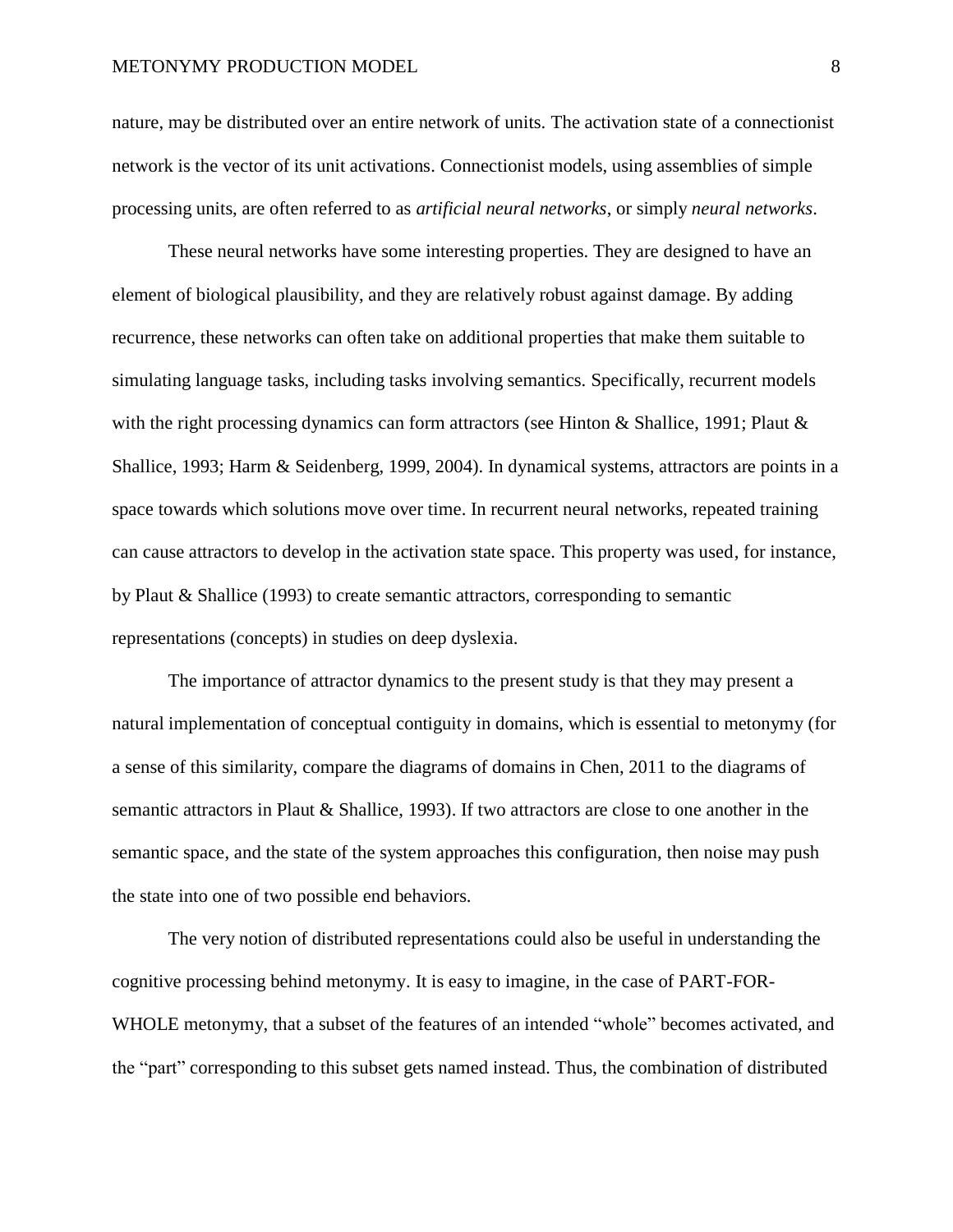nature, may be distributed over an entire network of units. The activation state of a connectionist network is the vector of its unit activations. Connectionist models, using assemblies of simple processing units, are often referred to as *artificial neural networks*, or simply *neural networks*.

These neural networks have some interesting properties. They are designed to have an element of biological plausibility, and they are relatively robust against damage. By adding recurrence, these networks can often take on additional properties that make them suitable to simulating language tasks, including tasks involving semantics. Specifically, recurrent models with the right processing dynamics can form attractors (see Hinton & Shallice, 1991; Plaut & Shallice, 1993; Harm & Seidenberg, 1999, 2004). In dynamical systems, attractors are points in a space towards which solutions move over time. In recurrent neural networks, repeated training can cause attractors to develop in the activation state space. This property was used, for instance, by Plaut & Shallice (1993) to create semantic attractors, corresponding to semantic representations (concepts) in studies on deep dyslexia.

The importance of attractor dynamics to the present study is that they may present a natural implementation of conceptual contiguity in domains, which is essential to metonymy (for a sense of this similarity, compare the diagrams of domains in Chen, 2011 to the diagrams of semantic attractors in Plaut & Shallice, 1993). If two attractors are close to one another in the semantic space, and the state of the system approaches this configuration, then noise may push the state into one of two possible end behaviors.

The very notion of distributed representations could also be useful in understanding the cognitive processing behind metonymy. It is easy to imagine, in the case of PART-FOR-WHOLE metonymy, that a subset of the features of an intended "whole" becomes activated, and the "part" corresponding to this subset gets named instead. Thus, the combination of distributed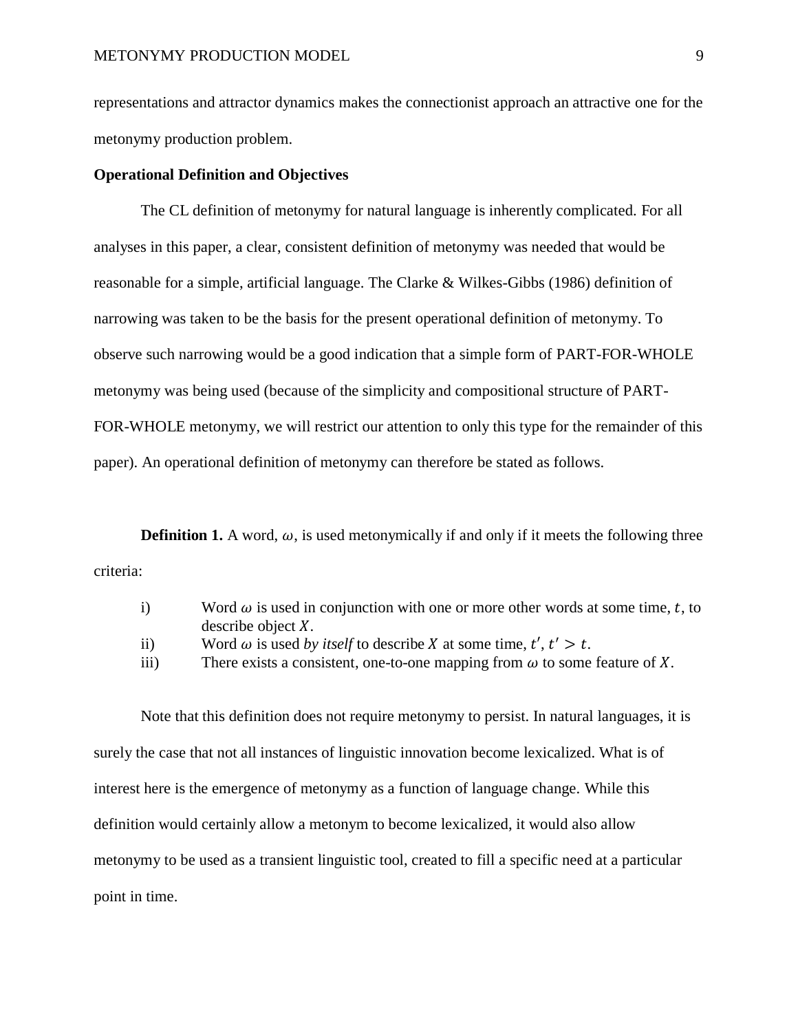representations and attractor dynamics makes the connectionist approach an attractive one for the metonymy production problem.

**Operational Definition and Objectives**

The CL definition of metonymy for natural language is inherently complicated. For all analyses in this paper, a clear, consistent definition of metonymy was needed that would be reasonable for a simple, artificial language. The Clarke & Wilkes-Gibbs (1986) definition of narrowing was taken to be the basis for the present operational definition of metonymy. To observe such narrowing would be a good indication that a simple form of PART-FOR-WHOLE metonymy was being used (because of the simplicity and compositional structure of PART-FOR-WHOLE metonymy, we will restrict our attention to only this type for the remainder of this paper). An operational definition of metonymy can therefore be stated as follows.

**Definition 1.** A word, $\omega$, is used metonymically if and only if it meets the following three criteria:

i) Word $\omega$ is used in conjunction with one or more other words at some time, $t$, to describe object $X$.
ii) Word $\omega$ is used *by itself* to describe $X$ at some time, $t'$, $t' > t$.
iii) There exists a consistent, one-to-one mapping from $\omega$ to some feature of $X$.

Note that this definition does not require metonymy to persist. In natural languages, it is surely the case that not all instances of linguistic innovation become lexicalized. What is of interest here is the emergence of metonymy as a function of language change. While this definition would certainly allow a metonym to become lexicalized, it would also allow metonymy to be used as a transient linguistic tool, created to fill a specific need at a particular point in time.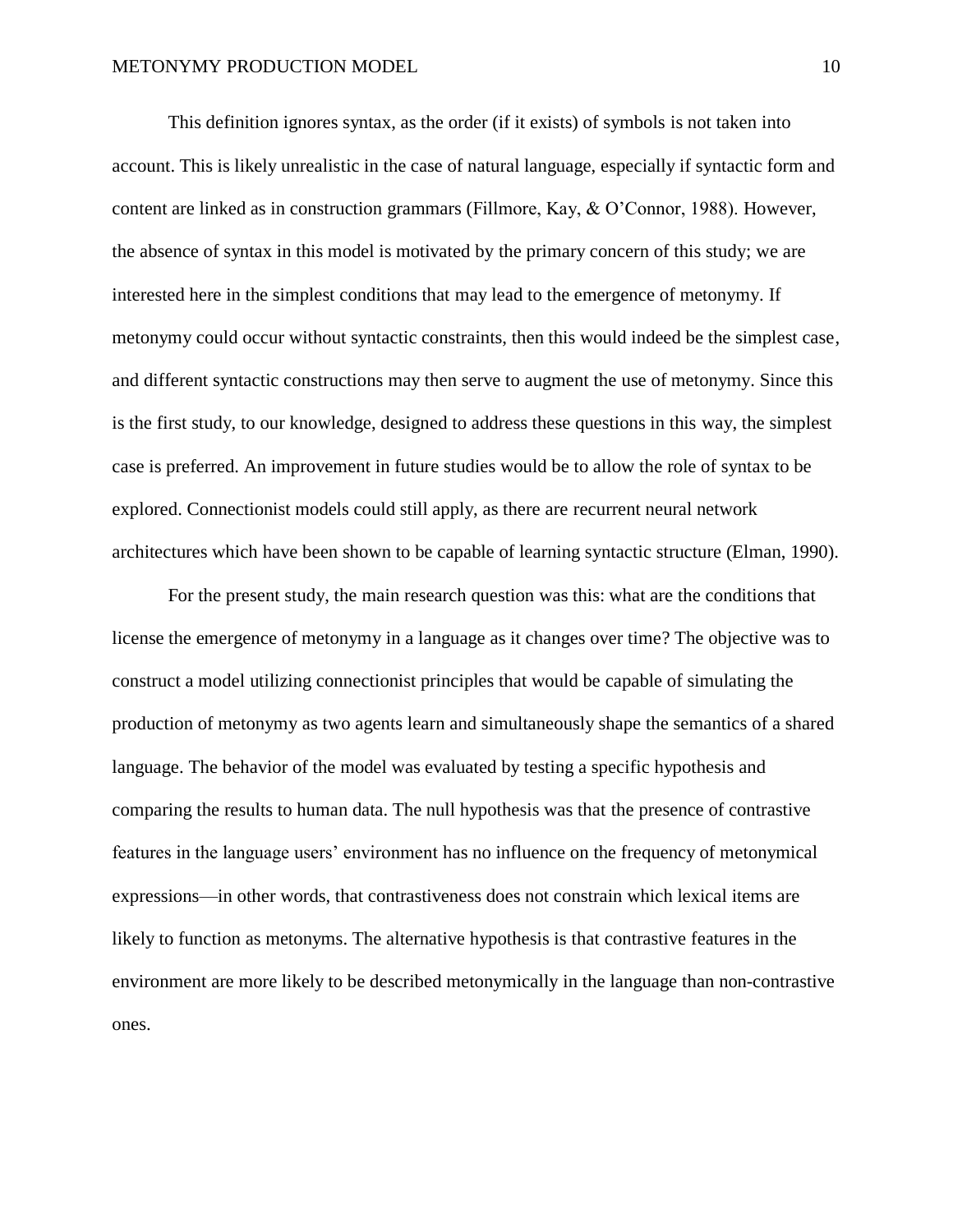This definition ignores syntax, as the order (if it exists) of symbols is not taken into account. This is likely unrealistic in the case of natural language, especially if syntactic form and content are linked as in construction grammars (Fillmore, Kay, & O'Connor, 1988). However, the absence of syntax in this model is motivated by the primary concern of this study; we are interested here in the simplest conditions that may lead to the emergence of metonymy. If metonymy could occur without syntactic constraints, then this would indeed be the simplest case, and different syntactic constructions may then serve to augment the use of metonymy. Since this is the first study, to our knowledge, designed to address these questions in this way, the simplest case is preferred. An improvement in future studies would be to allow the role of syntax to be explored. Connectionist models could still apply, as there are recurrent neural network architectures which have been shown to be capable of learning syntactic structure (Elman, 1990).

For the present study, the main research question was this: what are the conditions that license the emergence of metonymy in a language as it changes over time? The objective was to construct a model utilizing connectionist principles that would be capable of simulating the production of metonymy as two agents learn and simultaneously shape the semantics of a shared language. The behavior of the model was evaluated by testing a specific hypothesis and comparing the results to human data. The null hypothesis was that the presence of contrastive features in the language users' environment has no influence on the frequency of metonymical expressions—in other words, that contrastiveness does not constrain which lexical items are likely to function as metonyms. The alternative hypothesis is that contrastive features in the environment are more likely to be described metonymically in the language than non-contrastive ones.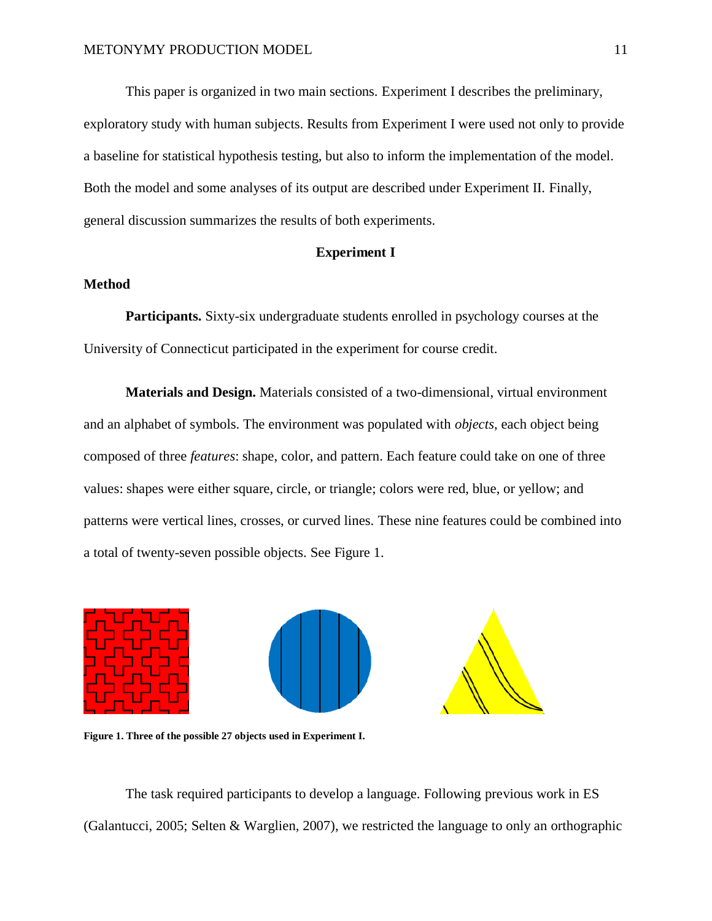This paper is organized in two main sections. Experiment I describes the preliminary, exploratory study with human subjects. Results from Experiment I were used not only to provide a baseline for statistical hypothesis testing, but also to inform the implementation of the model. Both the model and some analyses of its output are described under Experiment II. Finally, general discussion summarizes the results of both experiments.

## Experiment I

### Method

**Participants.** Sixty-six undergraduate students enrolled in psychology courses at the University of Connecticut participated in the experiment for course credit.

**Materials and Design.** Materials consisted of a two-dimensional, virtual environment and an alphabet of symbols. The environment was populated with *objects*, each object being composed of three *features*: shape, color, and pattern. Each feature could take on one of three values: shapes were either square, circle, or triangle; colors were red, blue, or yellow; and patterns were vertical lines, crosses, or curved lines. These nine features could be combined into a total of twenty-seven possible objects. See Figure 1.

**Figure 1. Three of the possible 27 objects used in Experiment I.**

The task required participants to develop a language. Following previous work in ES (Galantucci, 2005; Selten & Warglien, 2007), we restricted the language to only an orthographic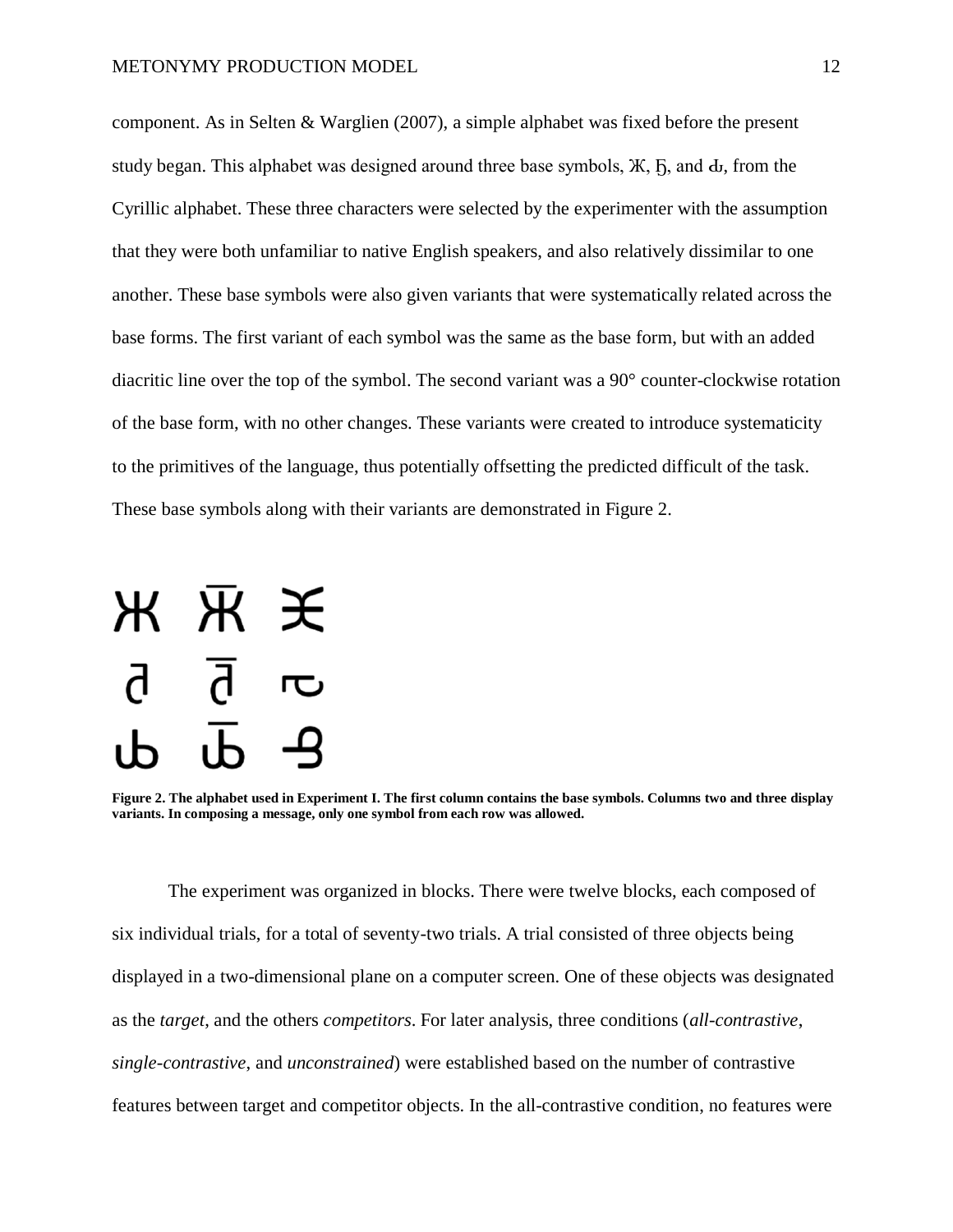component. As in Selten & Warglien (2007), a simple alphabet was fixed before the present study began. This alphabet was designed around three base symbols, Ж, Ђ, and ȸ, from the Cyrillic alphabet. These three characters were selected by the experimenter with the assumption that they were both unfamiliar to native English speakers, and also relatively dissimilar to one another. These base symbols were also given variants that were systematically related across the base forms. The first variant of each symbol was the same as the base form, but with an added diacritic line over the top of the symbol. The second variant was a 90° counter-clockwise rotation of the base form, with no other changes. These variants were created to introduce systematicity to the primitives of the language, thus potentially offsetting the predicted difficult of the task. These base symbols along with their variants are demonstrated in Figure 2.

**Figure 2. The alphabet used in Experiment I. The first column contains the base symbols. Columns two and three display variants. In composing a message, only one symbol from each row was allowed.**

The experiment was organized in blocks. There were twelve blocks, each composed of six individual trials, for a total of seventy-two trials. A trial consisted of three objects being displayed in a two-dimensional plane on a computer screen. One of these objects was designated as the *target*, and the others *competitors*. For later analysis, three conditions (*all-contrastive*, *single-contrastive*, and *unconstrained*) were established based on the number of contrastive features between target and competitor objects. In the all-contrastive condition, no features were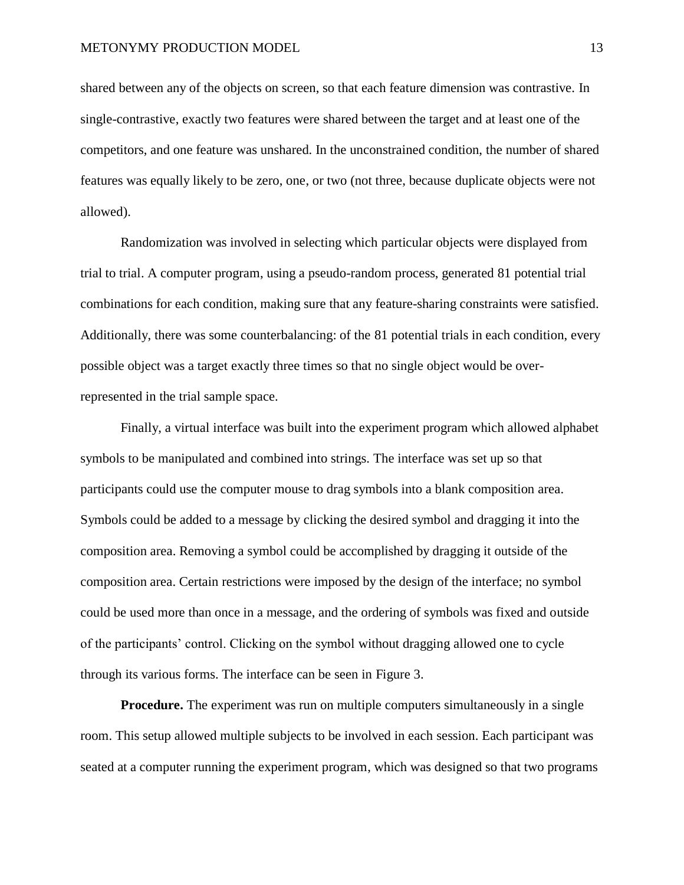shared between any of the objects on screen, so that each feature dimension was contrastive. In single-contrastive, exactly two features were shared between the target and at least one of the competitors, and one feature was unshared. In the unconstrained condition, the number of shared features was equally likely to be zero, one, or two (not three, because duplicate objects were not allowed).

Randomization was involved in selecting which particular objects were displayed from trial to trial. A computer program, using a pseudo-random process, generated 81 potential trial combinations for each condition, making sure that any feature-sharing constraints were satisfied. Additionally, there was some counterbalancing: of the 81 potential trials in each condition, every possible object was a target exactly three times so that no single object would be over-represented in the trial sample space.

Finally, a virtual interface was built into the experiment program which allowed alphabet symbols to be manipulated and combined into strings. The interface was set up so that participants could use the computer mouse to drag symbols into a blank composition area. Symbols could be added to a message by clicking the desired symbol and dragging it into the composition area. Removing a symbol could be accomplished by dragging it outside of the composition area. Certain restrictions were imposed by the design of the interface; no symbol could be used more than once in a message, and the ordering of symbols was fixed and outside of the participants' control. Clicking on the symbol without dragging allowed one to cycle through its various forms. The interface can be seen in Figure 3.

**Procedure.** The experiment was run on multiple computers simultaneously in a single room. This setup allowed multiple subjects to be involved in each session. Each participant was seated at a computer running the experiment program, which was designed so that two programs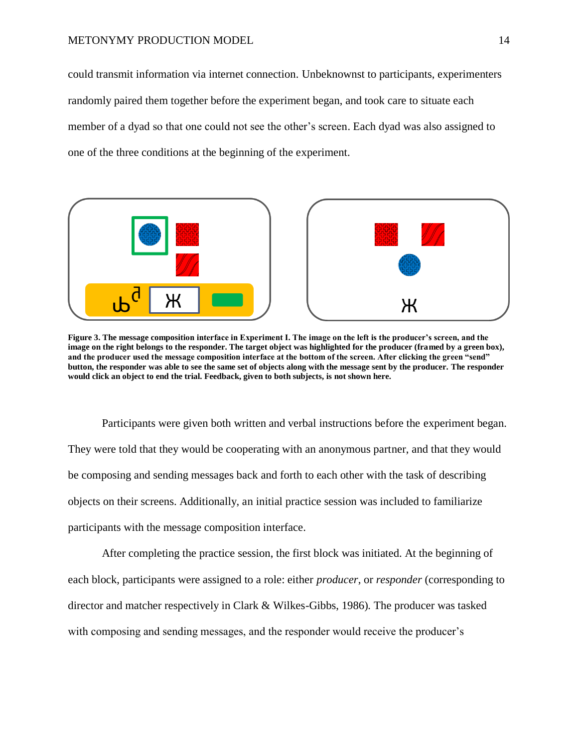could transmit information via internet connection. Unbeknownst to participants, experimenters randomly paired them together before the experiment began, and took care to situate each member of a dyad so that one could not see the other's screen. Each dyad was also assigned to one of the three conditions at the beginning of the experiment.

**Figure 3. The message composition interface in Experiment I. The image on the left is the producer's screen, and the image on the right belongs to the responder. The target object was highlighted for the producer (framed by a green box), and the producer used the message composition interface at the bottom of the screen. After clicking the green "send" button, the responder was able to see the same set of objects along with the message sent by the producer. The responder would click an object to end the trial. Feedback, given to both subjects, is not shown here.**

Participants were given both written and verbal instructions before the experiment began. They were told that they would be cooperating with an anonymous partner, and that they would be composing and sending messages back and forth to each other with the task of describing objects on their screens. Additionally, an initial practice session was included to familiarize participants with the message composition interface.

After completing the practice session, the first block was initiated. At the beginning of each block, participants were assigned to a role: either *producer*, or *responder* (corresponding to director and matcher respectively in Clark & Wilkes-Gibbs, 1986). The producer was tasked with composing and sending messages, and the responder would receive the producer's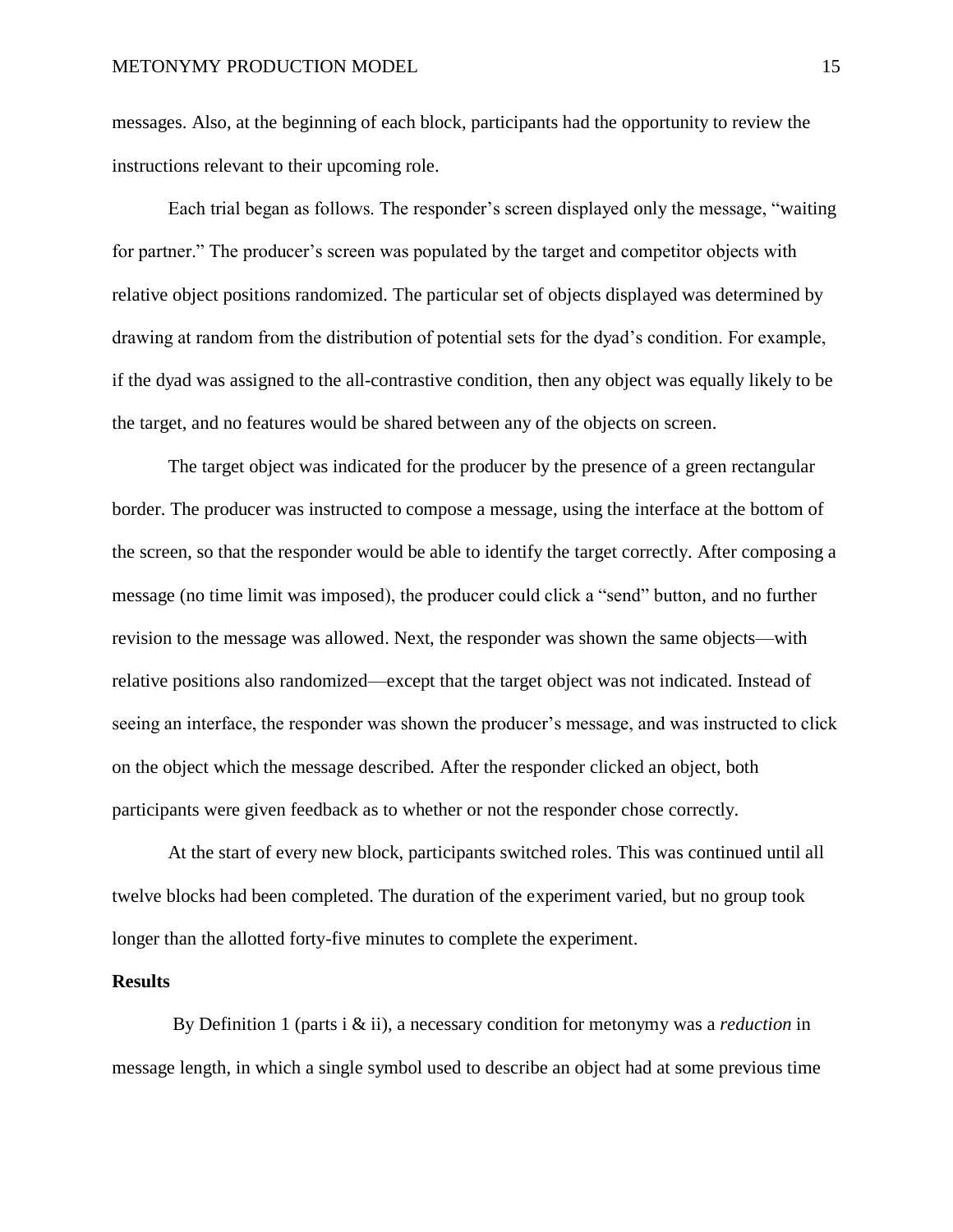messages. Also, at the beginning of each block, participants had the opportunity to review the instructions relevant to their upcoming role.

Each trial began as follows. The responder's screen displayed only the message, "waiting for partner." The producer's screen was populated by the target and competitor objects with relative object positions randomized. The particular set of objects displayed was determined by drawing at random from the distribution of potential sets for the dyad's condition. For example, if the dyad was assigned to the all-contrastive condition, then any object was equally likely to be the target, and no features would be shared between any of the objects on screen.

The target object was indicated for the producer by the presence of a green rectangular border. The producer was instructed to compose a message, using the interface at the bottom of the screen, so that the responder would be able to identify the target correctly. After composing a message (no time limit was imposed), the producer could click a "send" button, and no further revision to the message was allowed. Next, the responder was shown the same objects—with relative positions also randomized—except that the target object was not indicated. Instead of seeing an interface, the responder was shown the producer's message, and was instructed to click on the object which the message described. After the responder clicked an object, both participants were given feedback as to whether or not the responder chose correctly.

At the start of every new block, participants switched roles. This was continued until all twelve blocks had been completed. The duration of the experiment varied, but no group took longer than the allotted forty-five minutes to complete the experiment.

## Results

By Definition 1 (parts i & ii), a necessary condition for metonymy was a *reduction* in message length, in which a single symbol used to describe an object had at some previous time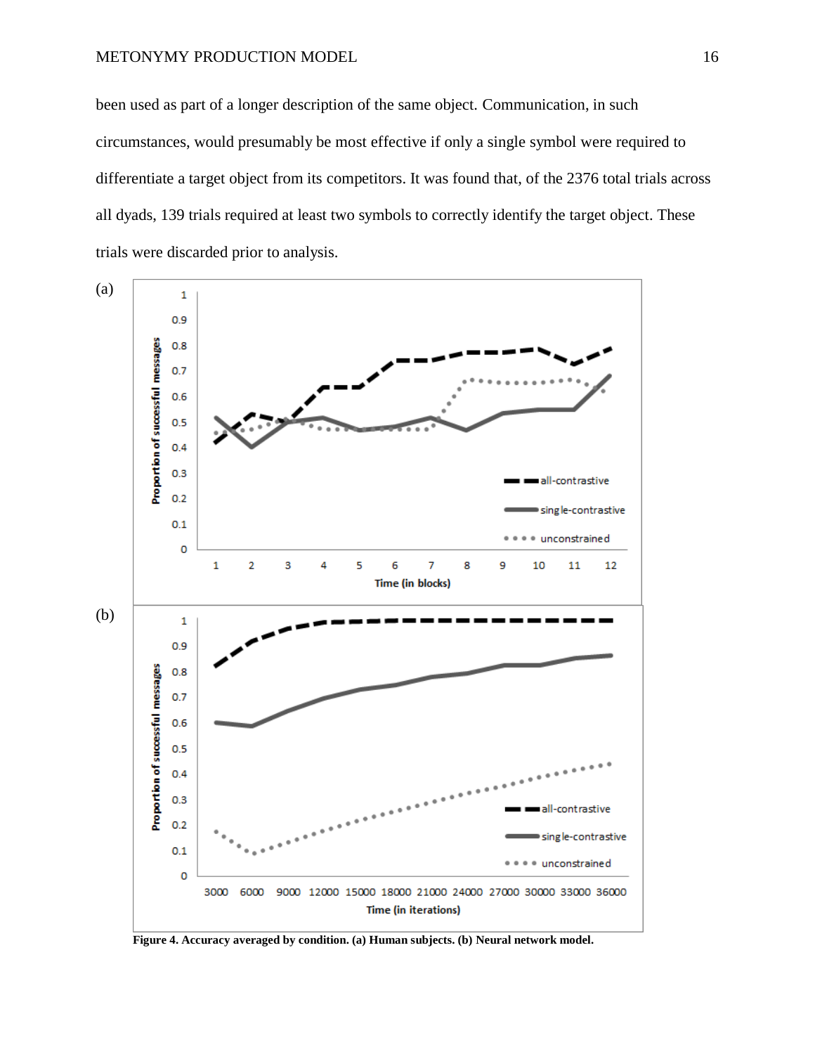been used as part of a longer description of the same object. Communication, in such circumstances, would presumably be most effective if only a single symbol were required to differentiate a target object from its competitors. It was found that, of the 2376 total trials across all dyads, 139 trials required at least two symbols to correctly identify the target object. These trials were discarded prior to analysis.

**Figure 4. Accuracy averaged by condition. (a) Human subjects. (b) Neural network model.**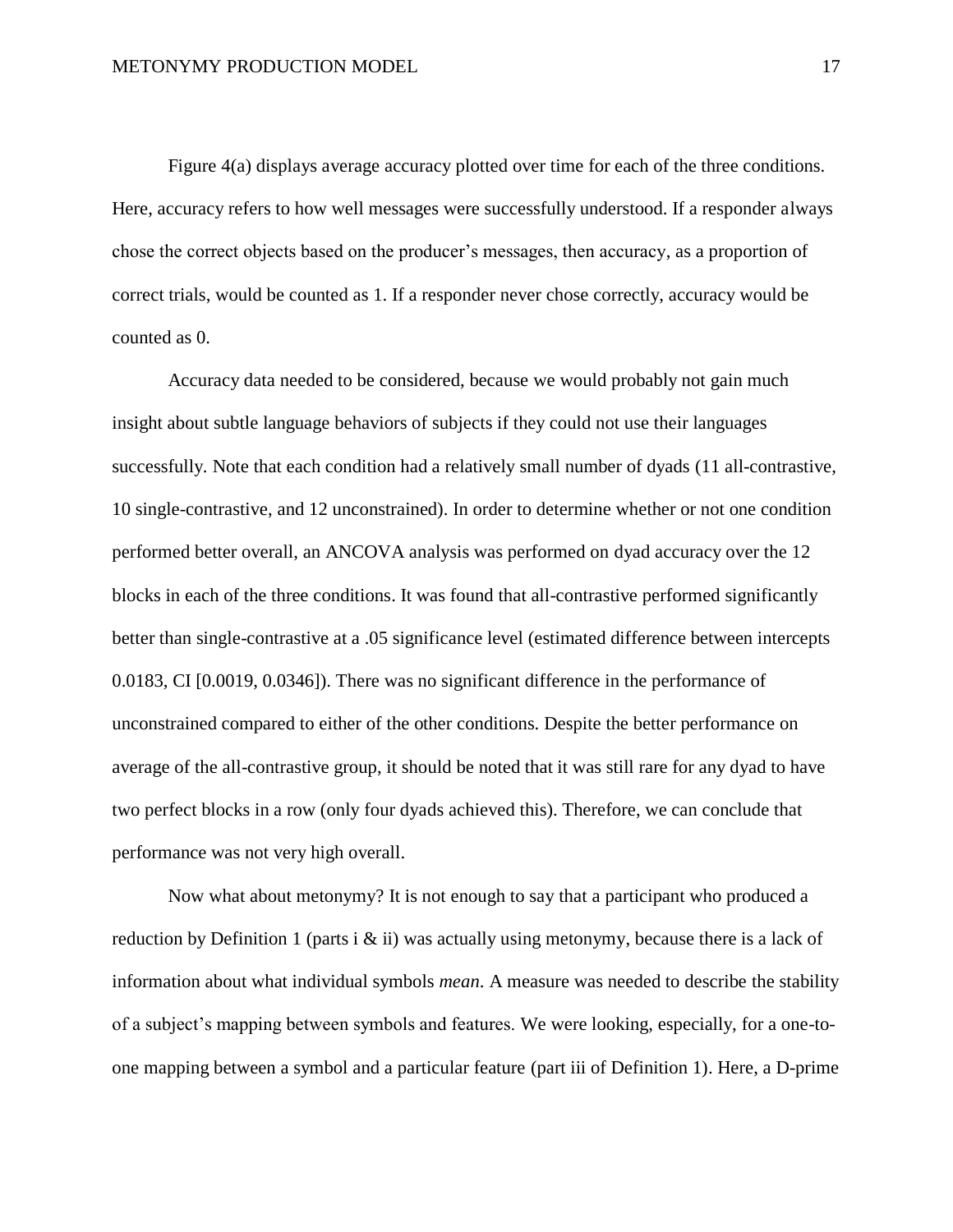Figure 4(a) displays average accuracy plotted over time for each of the three conditions. Here, accuracy refers to how well messages were successfully understood. If a responder always chose the correct objects based on the producer's messages, then accuracy, as a proportion of correct trials, would be counted as 1. If a responder never chose correctly, accuracy would be counted as 0.

Accuracy data needed to be considered, because we would probably not gain much insight about subtle language behaviors of subjects if they could not use their languages successfully. Note that each condition had a relatively small number of dyads (11 all-contrastive, 10 single-contrastive, and 12 unconstrained). In order to determine whether or not one condition performed better overall, an ANCOVA analysis was performed on dyad accuracy over the 12 blocks in each of the three conditions. It was found that all-contrastive performed significantly better than single-contrastive at a .05 significance level (estimated difference between intercepts 0.0183, CI [0.0019, 0.0346]). There was no significant difference in the performance of unconstrained compared to either of the other conditions. Despite the better performance on average of the all-contrastive group, it should be noted that it was still rare for any dyad to have two perfect blocks in a row (only four dyads achieved this). Therefore, we can conclude that performance was not very high overall.

Now what about metonymy? It is not enough to say that a participant who produced a reduction by Definition 1 (parts i & ii) was actually using metonymy, because there is a lack of information about what individual symbols *mean*. A measure was needed to describe the stability of a subject's mapping between symbols and features. We were looking, especially, for a one-to-one mapping between a symbol and a particular feature (part iii of Definition 1). Here, a D-prime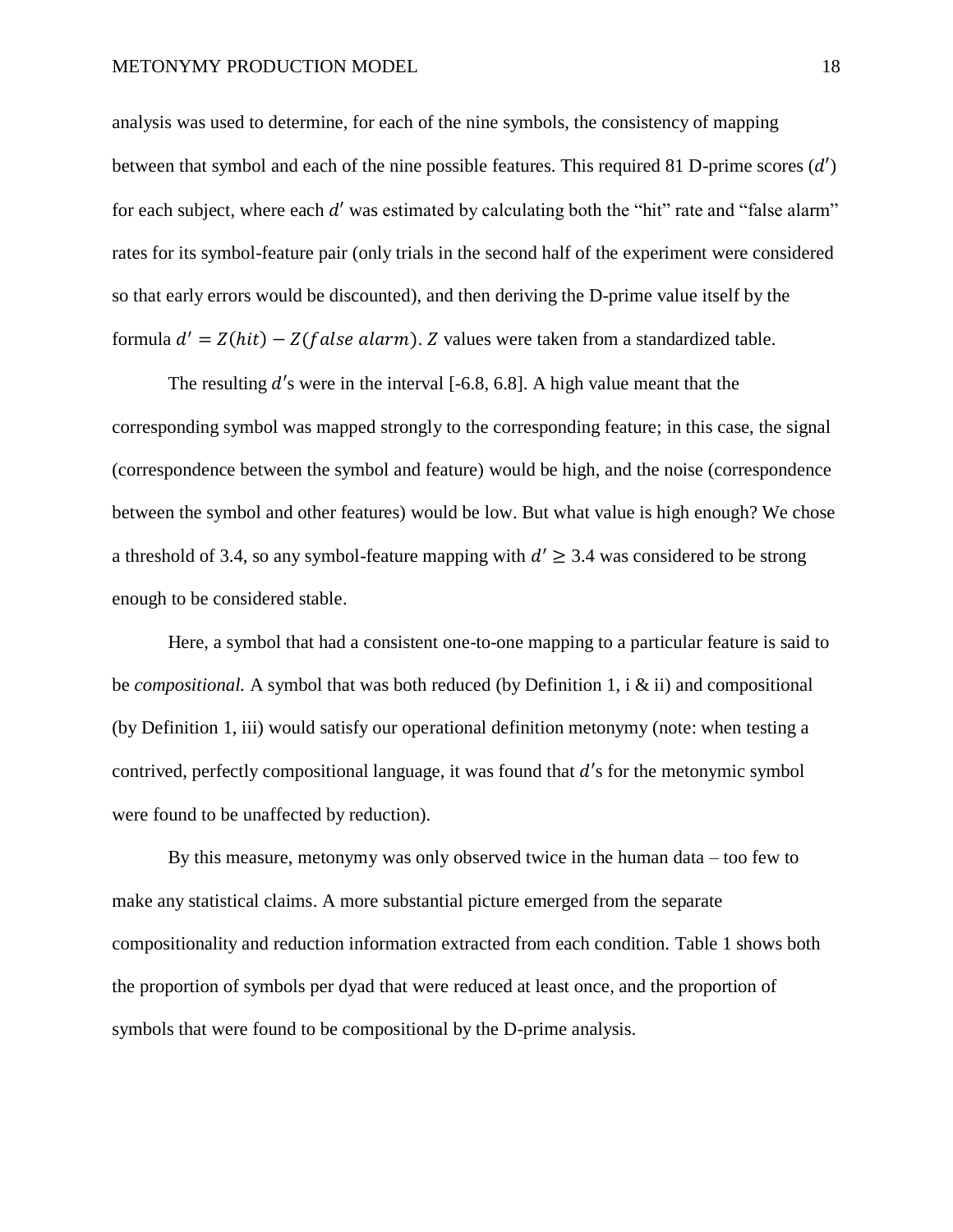analysis was used to determine, for each of the nine symbols, the consistency of mapping between that symbol and each of the nine possible features. This required 81 D-prime scores ($d'$) for each subject, where each $d'$ was estimated by calculating both the "hit" rate and "false alarm" rates for its symbol-feature pair (only trials in the second half of the experiment were considered so that early errors would be discounted), and then deriving the D-prime value itself by the formula $d' = Z(hit) - Z(false\ alarm)$. $Z$ values were taken from a standardized table.

The resulting $d'$s were in the interval [-6.8, 6.8]. A high value meant that the corresponding symbol was mapped strongly to the corresponding feature; in this case, the signal (correspondence between the symbol and feature) would be high, and the noise (correspondence between the symbol and other features) would be low. But what value is high enough? We chose a threshold of 3.4, so any symbol-feature mapping with $d' \geq 3.4$ was considered to be strong enough to be considered stable.

Here, a symbol that had a consistent one-to-one mapping to a particular feature is said to be *compositional.* A symbol that was both reduced (by Definition 1, i & ii) and compositional (by Definition 1, iii) would satisfy our operational definition metonymy (note: when testing a contrived, perfectly compositional language, it was found that $d'$s for the metonymic symbol were found to be unaffected by reduction).

By this measure, metonymy was only observed twice in the human data – too few to make any statistical claims. A more substantial picture emerged from the separate compositionality and reduction information extracted from each condition. Table 1 shows both the proportion of symbols per dyad that were reduced at least once, and the proportion of symbols that were found to be compositional by the D-prime analysis.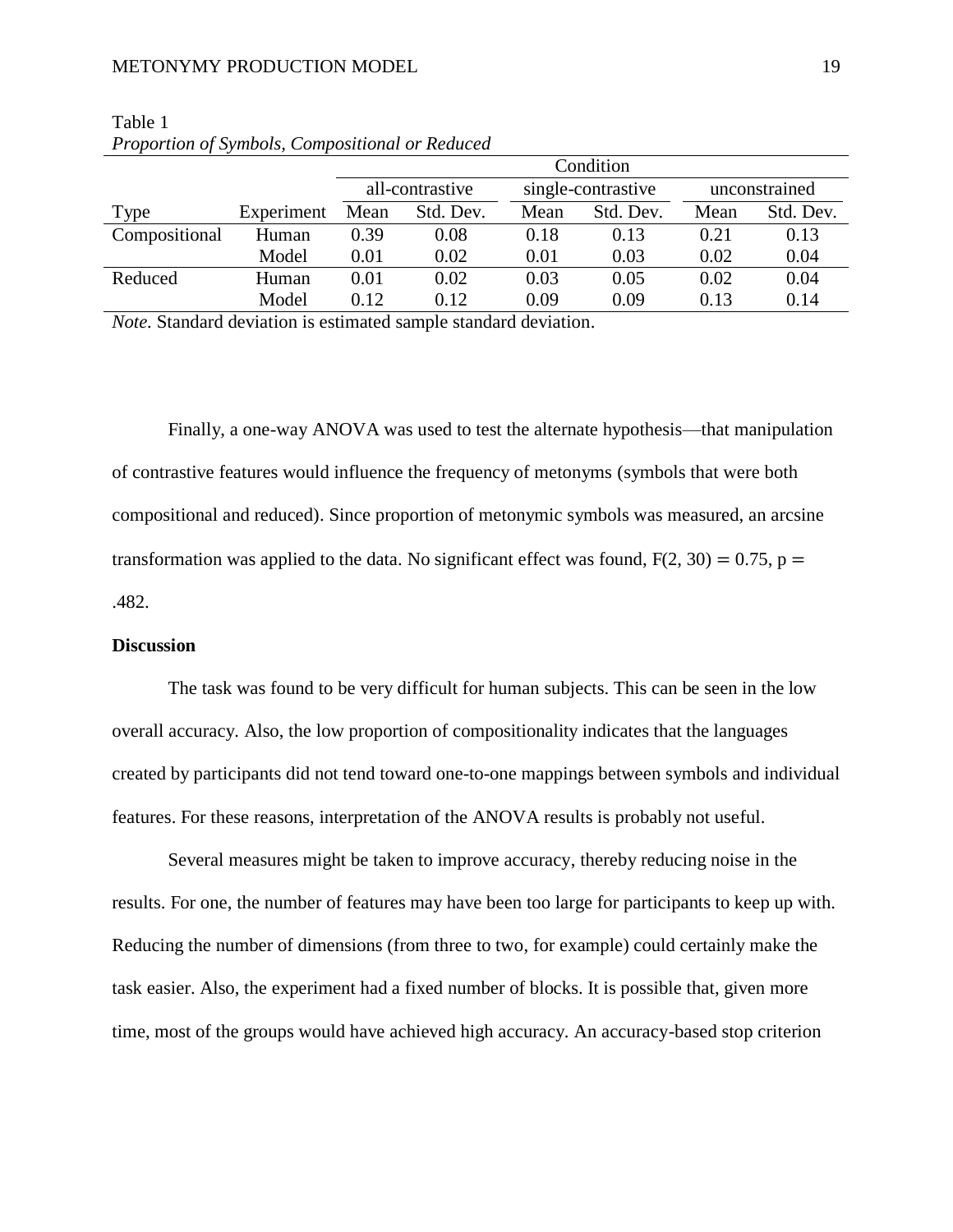Table 1

*Proportion of Symbols, Compositional or Reduced*

| | | Condition | | | | | |
|---|---|---|---|---|---|---|---|
| | | all-contrastive | | single-contrastive | | unconstrained | |
| Type | Experiment | Mean | Std. Dev. | Mean | Std. Dev. | Mean | Std. Dev. |
| Compositional | Human | 0.39 | 0.08 | 0.18 | 0.13 | 0.21 | 0.13 |
| | Model | 0.01 | 0.02 | 0.01 | 0.03 | 0.02 | 0.04 |
| Reduced | Human | 0.01 | 0.02 | 0.03 | 0.05 | 0.02 | 0.04 |
| | Model | 0.12 | 0.12 | 0.09 | 0.09 | 0.13 | 0.14 |

*Note.* Standard deviation is estimated sample standard deviation.

Finally, a one-way ANOVA was used to test the alternate hypothesis—that manipulation of contrastive features would influence the frequency of metonyms (symbols that were both compositional and reduced). Since proportion of metonymic symbols was measured, an arcsine transformation was applied to the data. No significant effect was found, $F(2, 30) = 0.75$, $p = .482$.

**Discussion**

The task was found to be very difficult for human subjects. This can be seen in the low overall accuracy. Also, the low proportion of compositionality indicates that the languages created by participants did not tend toward one-to-one mappings between symbols and individual features. For these reasons, interpretation of the ANOVA results is probably not useful.

Several measures might be taken to improve accuracy, thereby reducing noise in the results. For one, the number of features may have been too large for participants to keep up with. Reducing the number of dimensions (from three to two, for example) could certainly make the task easier. Also, the experiment had a fixed number of blocks. It is possible that, given more time, most of the groups would have achieved high accuracy. An accuracy-based stop criterion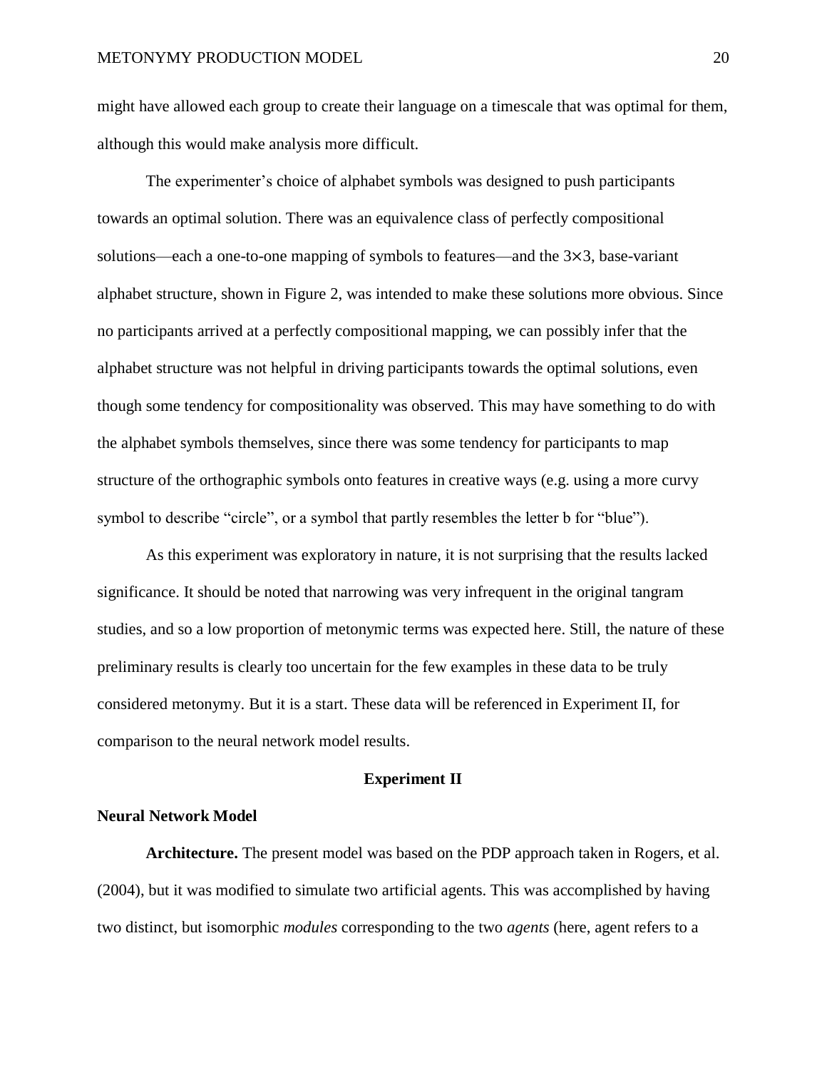might have allowed each group to create their language on a timescale that was optimal for them, although this would make analysis more difficult.

The experimenter's choice of alphabet symbols was designed to push participants towards an optimal solution. There was an equivalence class of perfectly compositional solutions—each a one-to-one mapping of symbols to features—and the $3\times3$, base-variant alphabet structure, shown in Figure 2, was intended to make these solutions more obvious. Since no participants arrived at a perfectly compositional mapping, we can possibly infer that the alphabet structure was not helpful in driving participants towards the optimal solutions, even though some tendency for compositionality was observed. This may have something to do with the alphabet symbols themselves, since there was some tendency for participants to map structure of the orthographic symbols onto features in creative ways (e.g. using a more curvy symbol to describe "circle", or a symbol that partly resembles the letter b for "blue").

As this experiment was exploratory in nature, it is not surprising that the results lacked significance. It should be noted that narrowing was very infrequent in the original tangram studies, and so a low proportion of metonymic terms was expected here. Still, the nature of these preliminary results is clearly too uncertain for the few examples in these data to be truly considered metonymy. But it is a start. These data will be referenced in Experiment II, for comparison to the neural network model results.

## Experiment II

### Neural Network Model

**Architecture.** The present model was based on the PDP approach taken in Rogers, et al. (2004), but it was modified to simulate two artificial agents. This was accomplished by having two distinct, but isomorphic *modules* corresponding to the two *agents* (here, agent refers to a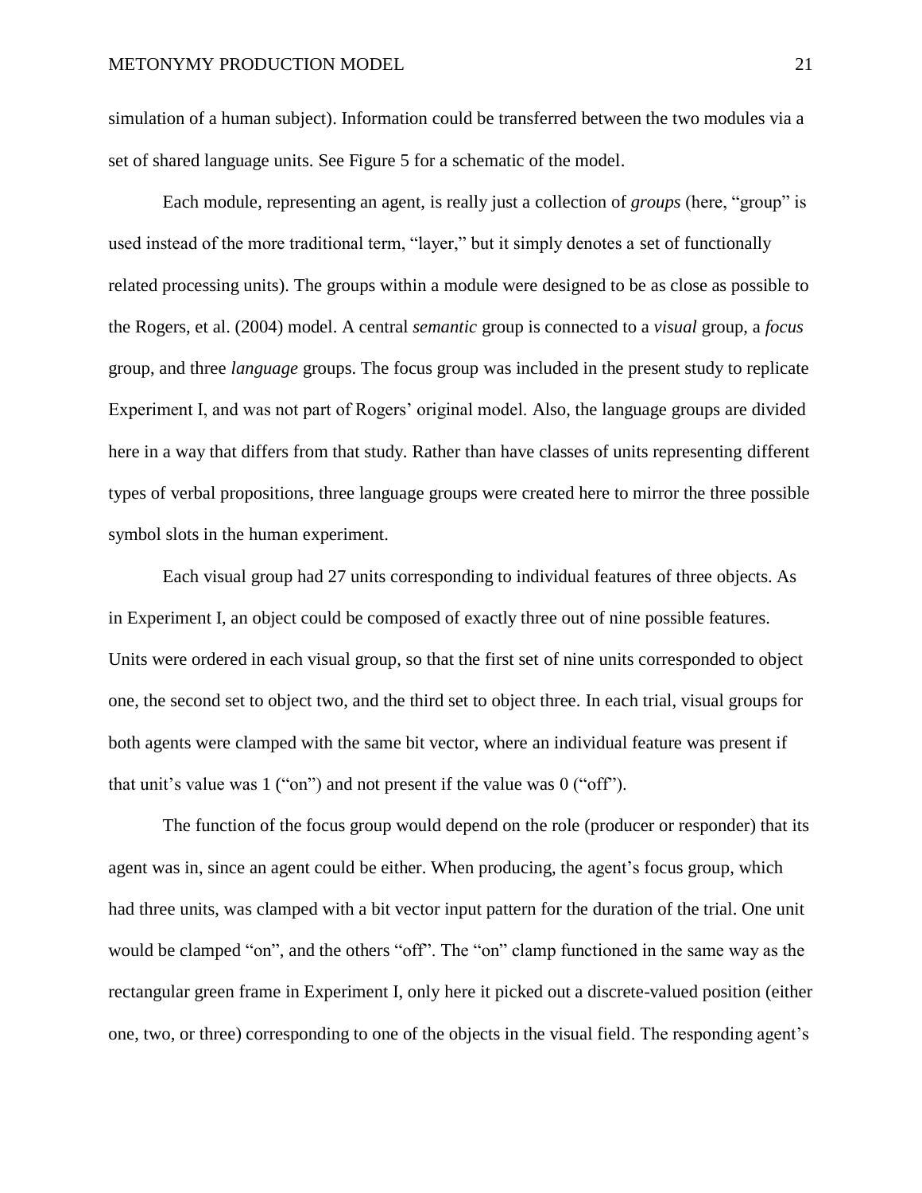simulation of a human subject). Information could be transferred between the two modules via a set of shared language units. See Figure 5 for a schematic of the model.

Each module, representing an agent, is really just a collection of *groups* (here, "group" is used instead of the more traditional term, "layer," but it simply denotes a set of functionally related processing units). The groups within a module were designed to be as close as possible to the Rogers, et al. (2004) model. A central *semantic* group is connected to a *visual* group, a *focus* group, and three *language* groups. The focus group was included in the present study to replicate Experiment I, and was not part of Rogers' original model. Also, the language groups are divided here in a way that differs from that study. Rather than have classes of units representing different types of verbal propositions, three language groups were created here to mirror the three possible symbol slots in the human experiment.

Each visual group had 27 units corresponding to individual features of three objects. As in Experiment I, an object could be composed of exactly three out of nine possible features. Units were ordered in each visual group, so that the first set of nine units corresponded to object one, the second set to object two, and the third set to object three. In each trial, visual groups for both agents were clamped with the same bit vector, where an individual feature was present if that unit's value was 1 ("on") and not present if the value was 0 ("off").

The function of the focus group would depend on the role (producer or responder) that its agent was in, since an agent could be either. When producing, the agent's focus group, which had three units, was clamped with a bit vector input pattern for the duration of the trial. One unit would be clamped "on", and the others "off". The "on" clamp functioned in the same way as the rectangular green frame in Experiment I, only here it picked out a discrete-valued position (either one, two, or three) corresponding to one of the objects in the visual field. The responding agent's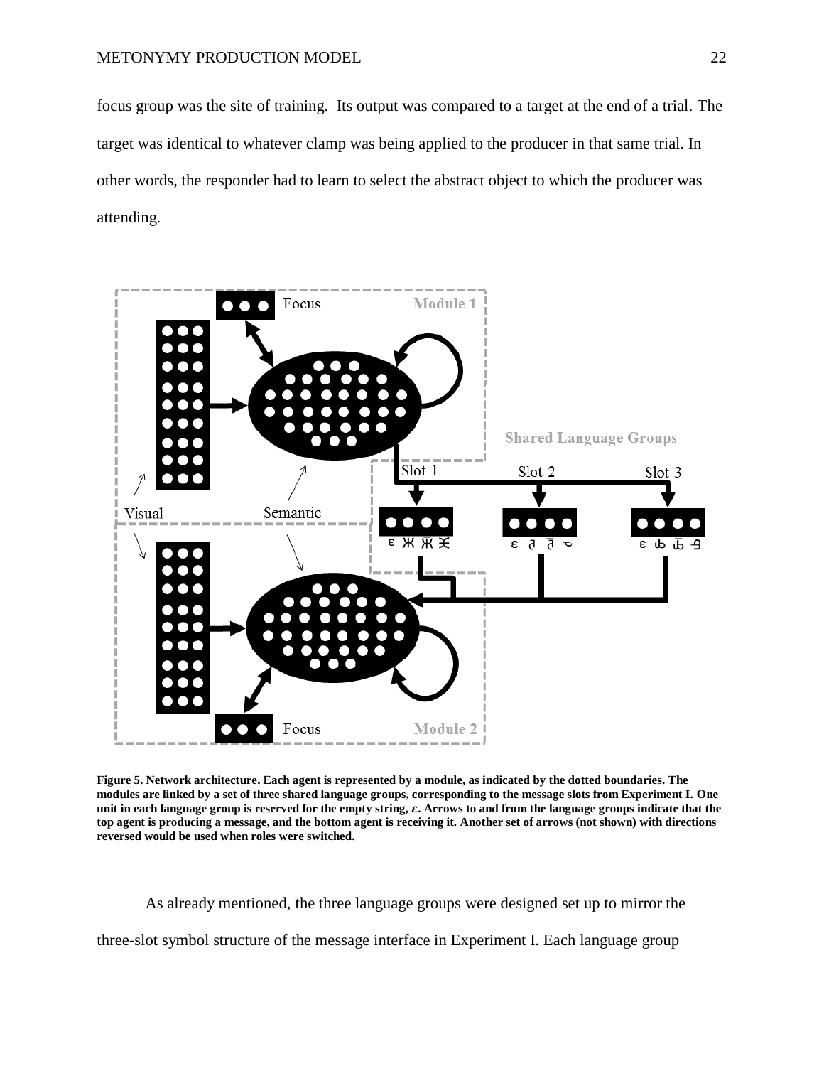focus group was the site of training. Its output was compared to a target at the end of a trial. The target was identical to whatever clamp was being applied to the producer in that same trial. In other words, the responder had to learn to select the abstract object to which the producer was attending.

**Figure 5. Network architecture. Each agent is represented by a module, as indicated by the dotted boundaries. The modules are linked by a set of three shared language groups, corresponding to the message slots from Experiment I. One unit in each language group is reserved for the empty string, $\varepsilon$. Arrows to and from the language groups indicate that the top agent is producing a message, and the bottom agent is receiving it. Another set of arrows (not shown) with directions reversed would be used when roles were switched.**

As already mentioned, the three language groups were designed set up to mirror the three-slot symbol structure of the message interface in Experiment I. Each language group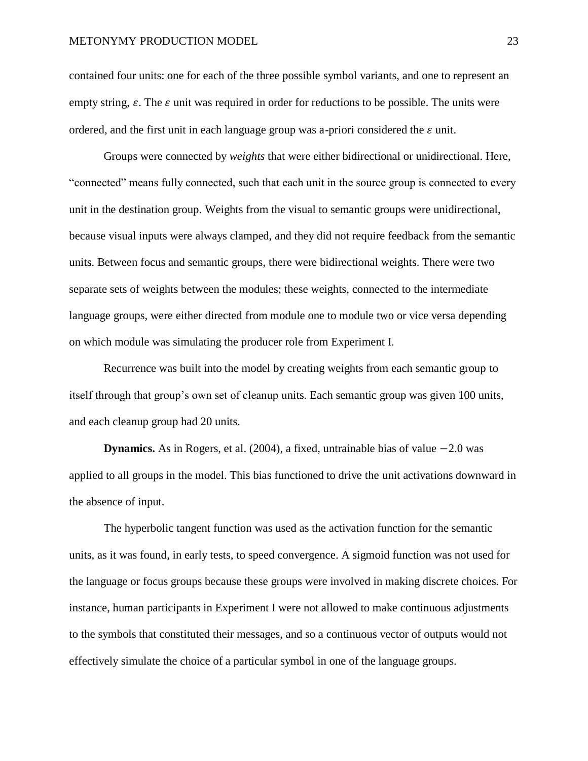contained four units: one for each of the three possible symbol variants, and one to represent an empty string, $\varepsilon$. The $\varepsilon$ unit was required in order for reductions to be possible. The units were ordered, and the first unit in each language group was a-priori considered the $\varepsilon$ unit.

Groups were connected by *weights* that were either bidirectional or unidirectional. Here, "connected" means fully connected, such that each unit in the source group is connected to every unit in the destination group. Weights from the visual to semantic groups were unidirectional, because visual inputs were always clamped, and they did not require feedback from the semantic units. Between focus and semantic groups, there were bidirectional weights. There were two separate sets of weights between the modules; these weights, connected to the intermediate language groups, were either directed from module one to module two or vice versa depending on which module was simulating the producer role from Experiment I.

Recurrence was built into the model by creating weights from each semantic group to itself through that group's own set of cleanup units. Each semantic group was given 100 units, and each cleanup group had 20 units.

**Dynamics.** As in Rogers, et al. (2004), a fixed, untrainable bias of value $-2.0$ was applied to all groups in the model. This bias functioned to drive the unit activations downward in the absence of input.

The hyperbolic tangent function was used as the activation function for the semantic units, as it was found, in early tests, to speed convergence. A sigmoid function was not used for the language or focus groups because these groups were involved in making discrete choices. For instance, human participants in Experiment I were not allowed to make continuous adjustments to the symbols that constituted their messages, and so a continuous vector of outputs would not effectively simulate the choice of a particular symbol in one of the language groups.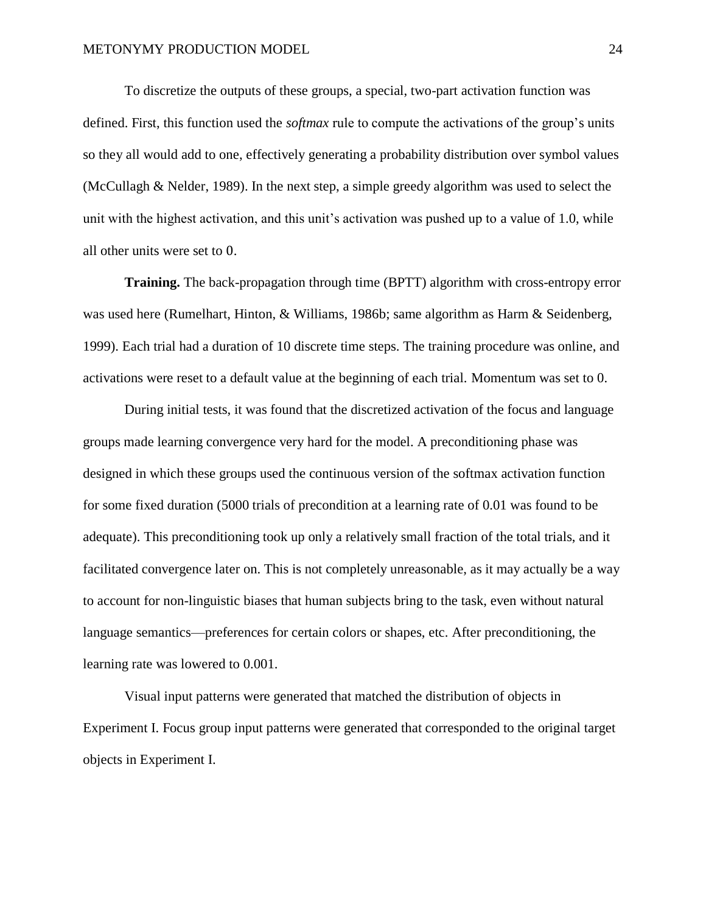To discretize the outputs of these groups, a special, two-part activation function was defined. First, this function used the *softmax* rule to compute the activations of the group's units so they all would add to one, effectively generating a probability distribution over symbol values (McCullagh & Nelder, 1989). In the next step, a simple greedy algorithm was used to select the unit with the highest activation, and this unit's activation was pushed up to a value of 1.0, while all other units were set to 0.

**Training.** The back-propagation through time (BPTT) algorithm with cross-entropy error was used here (Rumelhart, Hinton, & Williams, 1986b; same algorithm as Harm & Seidenberg, 1999). Each trial had a duration of 10 discrete time steps. The training procedure was online, and activations were reset to a default value at the beginning of each trial. Momentum was set to 0.

During initial tests, it was found that the discretized activation of the focus and language groups made learning convergence very hard for the model. A preconditioning phase was designed in which these groups used the continuous version of the softmax activation function for some fixed duration (5000 trials of precondition at a learning rate of 0.01 was found to be adequate). This preconditioning took up only a relatively small fraction of the total trials, and it facilitated convergence later on. This is not completely unreasonable, as it may actually be a way to account for non-linguistic biases that human subjects bring to the task, even without natural language semantics—preferences for certain colors or shapes, etc. After preconditioning, the learning rate was lowered to 0.001.

Visual input patterns were generated that matched the distribution of objects in Experiment I. Focus group input patterns were generated that corresponded to the original target objects in Experiment I.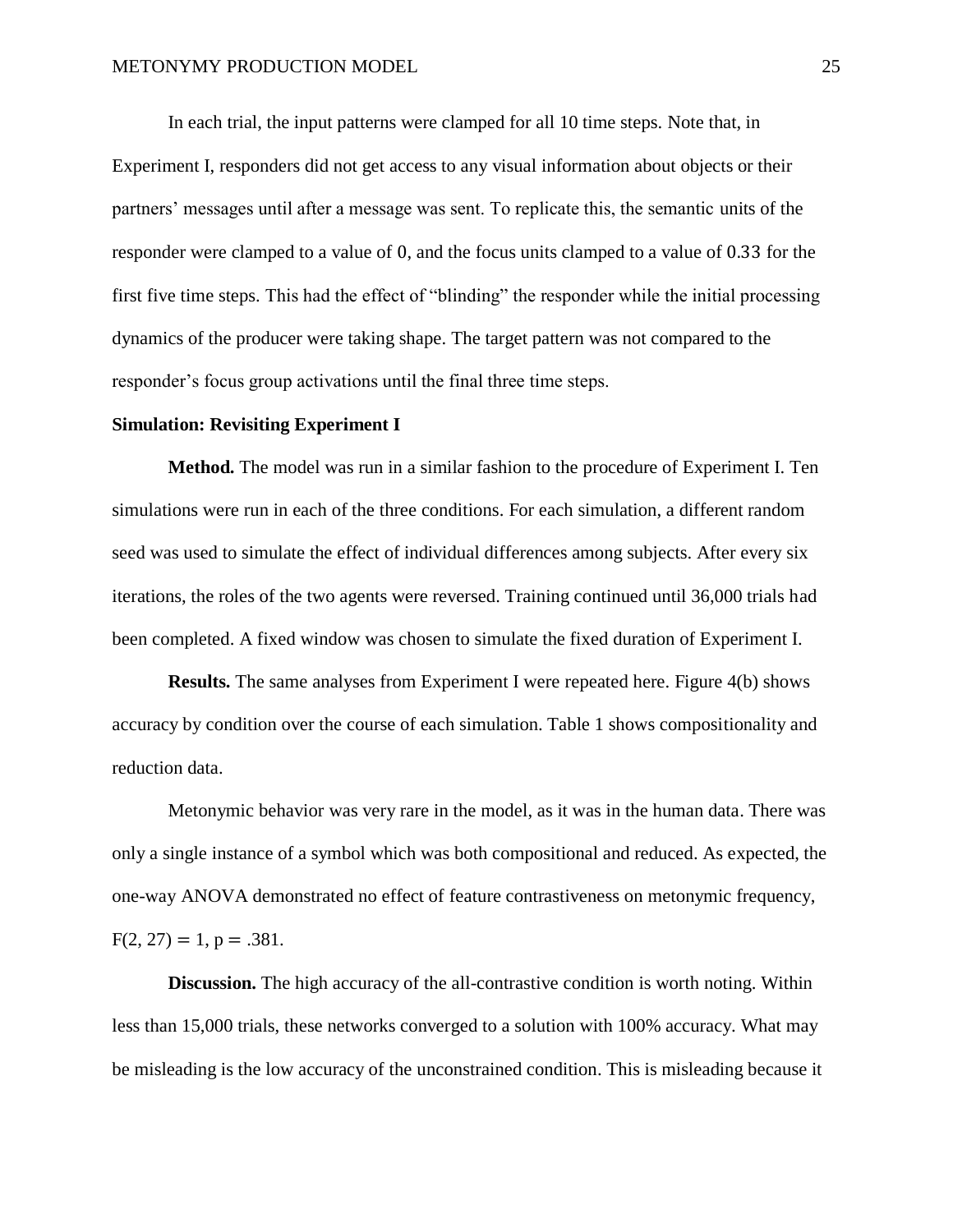In each trial, the input patterns were clamped for all 10 time steps. Note that, in Experiment I, responders did not get access to any visual information about objects or their partners' messages until after a message was sent. To replicate this, the semantic units of the responder were clamped to a value of 0, and the focus units clamped to a value of 0.33 for the first five time steps. This had the effect of "blinding" the responder while the initial processing dynamics of the producer were taking shape. The target pattern was not compared to the responder's focus group activations until the final three time steps.

### Simulation: Revisiting Experiment I

**Method.** The model was run in a similar fashion to the procedure of Experiment I. Ten simulations were run in each of the three conditions. For each simulation, a different random seed was used to simulate the effect of individual differences among subjects. After every six iterations, the roles of the two agents were reversed. Training continued until 36,000 trials had been completed. A fixed window was chosen to simulate the fixed duration of Experiment I.

**Results.** The same analyses from Experiment I were repeated here. Figure 4(b) shows accuracy by condition over the course of each simulation. Table 1 shows compositionality and reduction data.

Metonymic behavior was very rare in the model, as it was in the human data. There was only a single instance of a symbol which was both compositional and reduced. As expected, the one-way ANOVA demonstrated no effect of feature contrastiveness on metonymic frequency, $F(2, 27) = 1$, $p = .381$.

**Discussion.** The high accuracy of the all-contrastive condition is worth noting. Within less than 15,000 trials, these networks converged to a solution with 100% accuracy. What may be misleading is the low accuracy of the unconstrained condition. This is misleading because it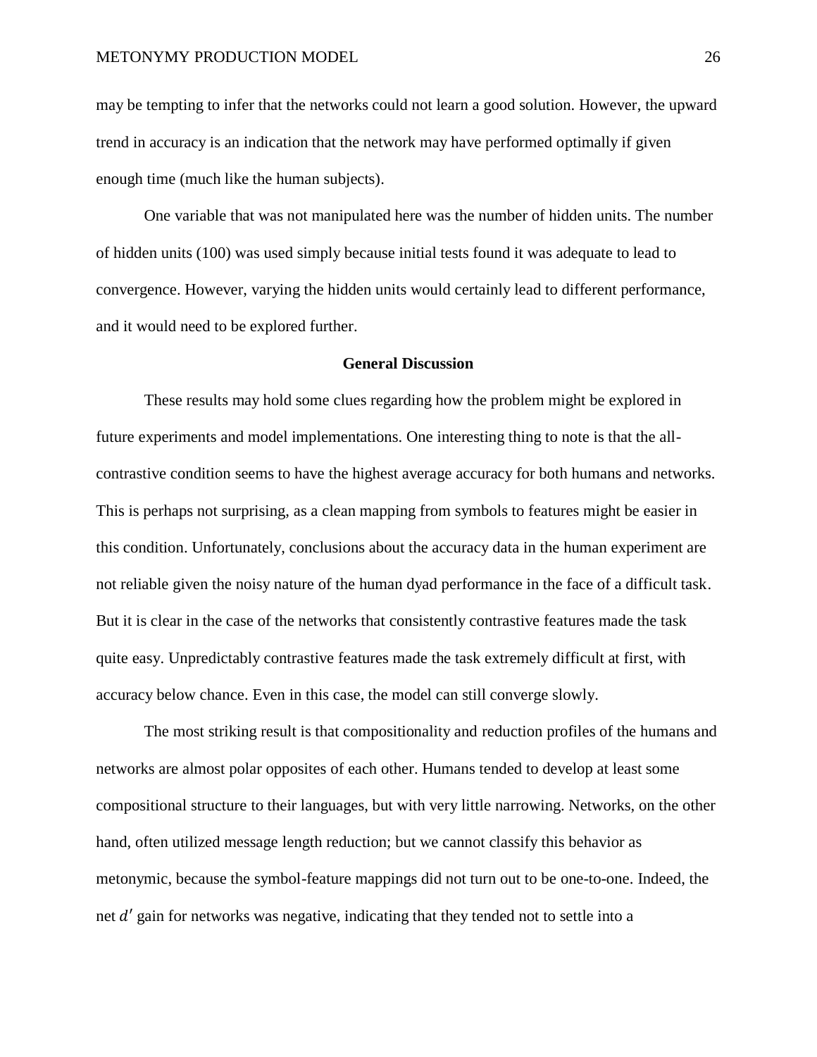may be tempting to infer that the networks could not learn a good solution. However, the upward trend in accuracy is an indication that the network may have performed optimally if given enough time (much like the human subjects).

One variable that was not manipulated here was the number of hidden units. The number of hidden units (100) was used simply because initial tests found it was adequate to lead to convergence. However, varying the hidden units would certainly lead to different performance, and it would need to be explored further.

## General Discussion

These results may hold some clues regarding how the problem might be explored in future experiments and model implementations. One interesting thing to note is that the all-contrastive condition seems to have the highest average accuracy for both humans and networks. This is perhaps not surprising, as a clean mapping from symbols to features might be easier in this condition. Unfortunately, conclusions about the accuracy data in the human experiment are not reliable given the noisy nature of the human dyad performance in the face of a difficult task. But it is clear in the case of the networks that consistently contrastive features made the task quite easy. Unpredictably contrastive features made the task extremely difficult at first, with accuracy below chance. Even in this case, the model can still converge slowly.

The most striking result is that compositionality and reduction profiles of the humans and networks are almost polar opposites of each other. Humans tended to develop at least some compositional structure to their languages, but with very little narrowing. Networks, on the other hand, often utilized message length reduction; but we cannot classify this behavior as metonymic, because the symbol-feature mappings did not turn out to be one-to-one. Indeed, the net $d'$ gain for networks was negative, indicating that they tended not to settle into a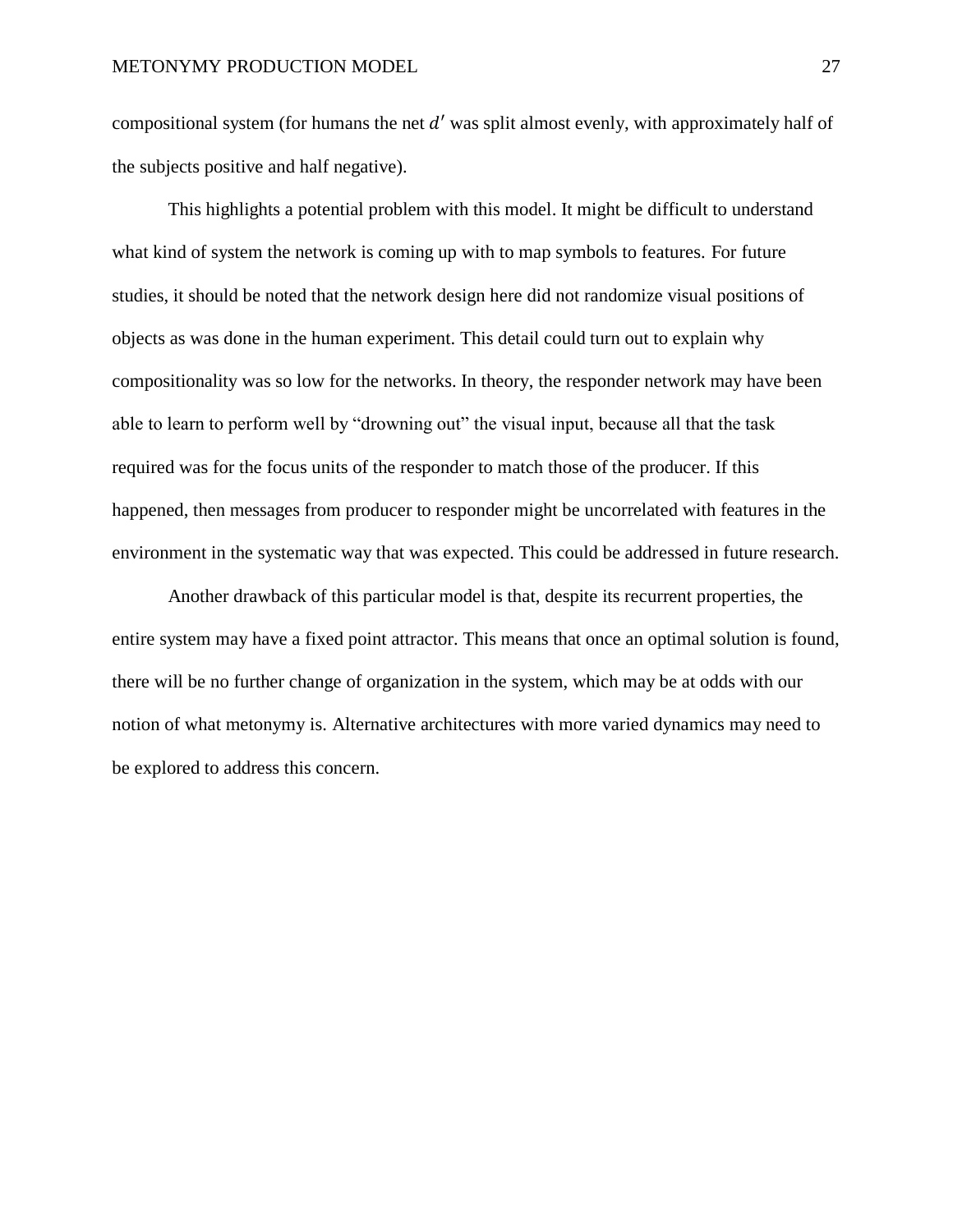compositional system (for humans the net $d'$ was split almost evenly, with approximately half of the subjects positive and half negative).

This highlights a potential problem with this model. It might be difficult to understand what kind of system the network is coming up with to map symbols to features. For future studies, it should be noted that the network design here did not randomize visual positions of objects as was done in the human experiment. This detail could turn out to explain why compositionality was so low for the networks. In theory, the responder network may have been able to learn to perform well by "drowning out" the visual input, because all that the task required was for the focus units of the responder to match those of the producer. If this happened, then messages from producer to responder might be uncorrelated with features in the environment in the systematic way that was expected. This could be addressed in future research.

Another drawback of this particular model is that, despite its recurrent properties, the entire system may have a fixed point attractor. This means that once an optimal solution is found, there will be no further change of organization in the system, which may be at odds with our notion of what metonymy is. Alternative architectures with more varied dynamics may need to be explored to address this concern.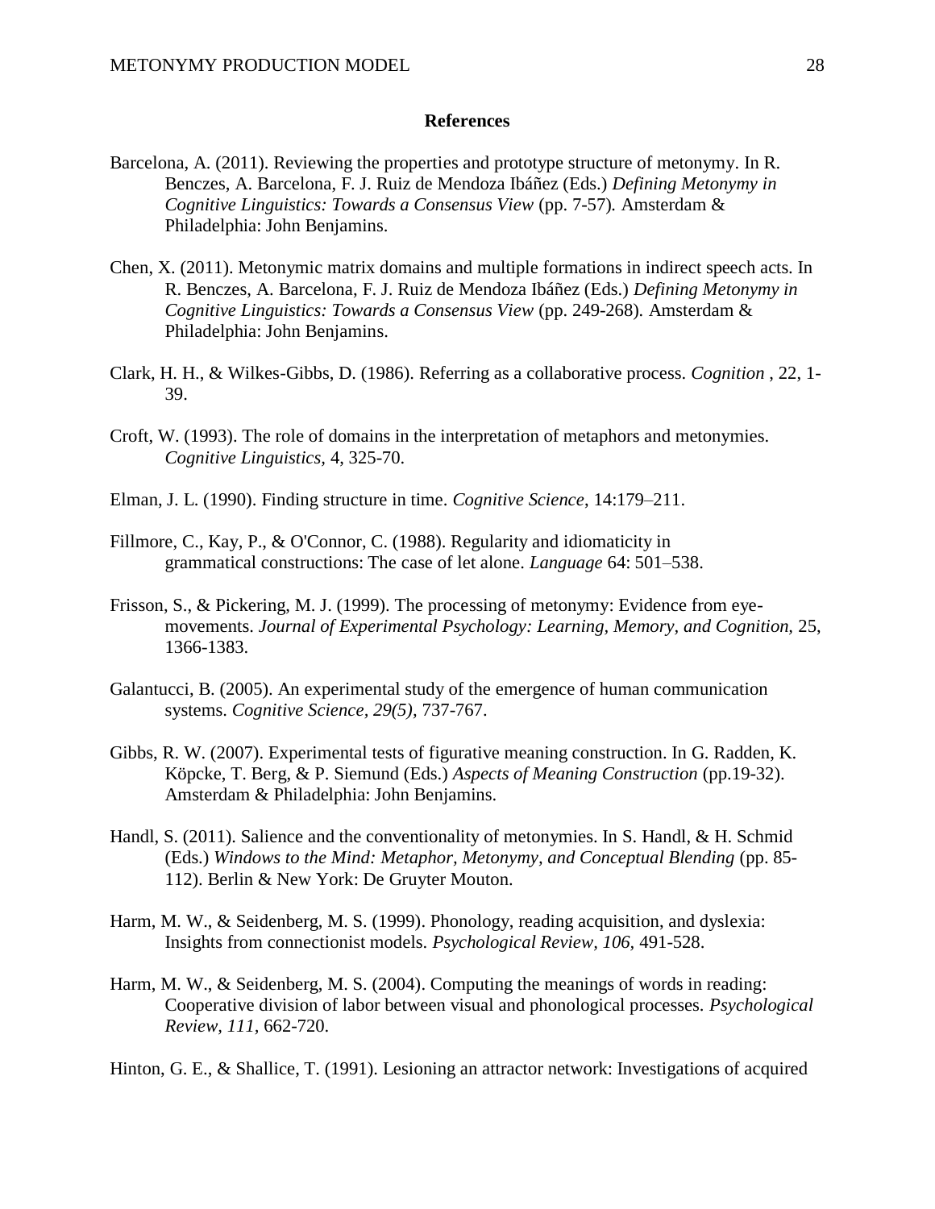## References

Barcelona, A. (2011). Reviewing the properties and prototype structure of metonymy. In R. Benczes, A. Barcelona, F. J. Ruiz de Mendoza Ibáñez (Eds.) *Defining Metonymy in Cognitive Linguistics: Towards a Consensus View* (pp. 7-57). Amsterdam & Philadelphia: John Benjamins.

Chen, X. (2011). Metonymic matrix domains and multiple formations in indirect speech acts. In R. Benczes, A. Barcelona, F. J. Ruiz de Mendoza Ibáñez (Eds.) *Defining Metonymy in Cognitive Linguistics: Towards a Consensus View* (pp. 249-268). Amsterdam & Philadelphia: John Benjamins.

Clark, H. H., & Wilkes-Gibbs, D. (1986). Referring as a collaborative process. *Cognition* , 22, 1-39.

Croft, W. (1993). The role of domains in the interpretation of metaphors and metonymies. *Cognitive Linguistics,* 4, 325-70.

Elman, J. L. (1990). Finding structure in time. *Cognitive Science*, 14:179–211.

Fillmore, C., Kay, P., & O'Connor, C. (1988). Regularity and idiomaticity in grammatical constructions: The case of let alone. *Language* 64: 501–538.

Frisson, S., & Pickering, M. J. (1999). The processing of metonymy: Evidence from eye-movements. *Journal of Experimental Psychology: Learning, Memory, and Cognition,* 25, 1366-1383.

Galantucci, B. (2005). An experimental study of the emergence of human communication systems. *Cognitive Science, 29(5),* 737-767.

Gibbs, R. W. (2007). Experimental tests of figurative meaning construction. In G. Radden, K. Köpcke, T. Berg, & P. Siemund (Eds.) *Aspects of Meaning Construction* (pp.19-32). Amsterdam & Philadelphia: John Benjamins.

Handl, S. (2011). Salience and the conventionality of metonymies. In S. Handl, & H. Schmid (Eds.) *Windows to the Mind: Metaphor, Metonymy, and Conceptual Blending* (pp. 85-112). Berlin & New York: De Gruyter Mouton.

Harm, M. W., & Seidenberg, M. S. (1999). Phonology, reading acquisition, and dyslexia: Insights from connectionist models. *Psychological Review, 106,* 491-528.

Harm, M. W., & Seidenberg, M. S. (2004). Computing the meanings of words in reading: Cooperative division of labor between visual and phonological processes. *Psychological Review, 111*, 662-720.

Hinton, G. E., & Shallice, T. (1991). Lesioning an attractor network: Investigations of acquired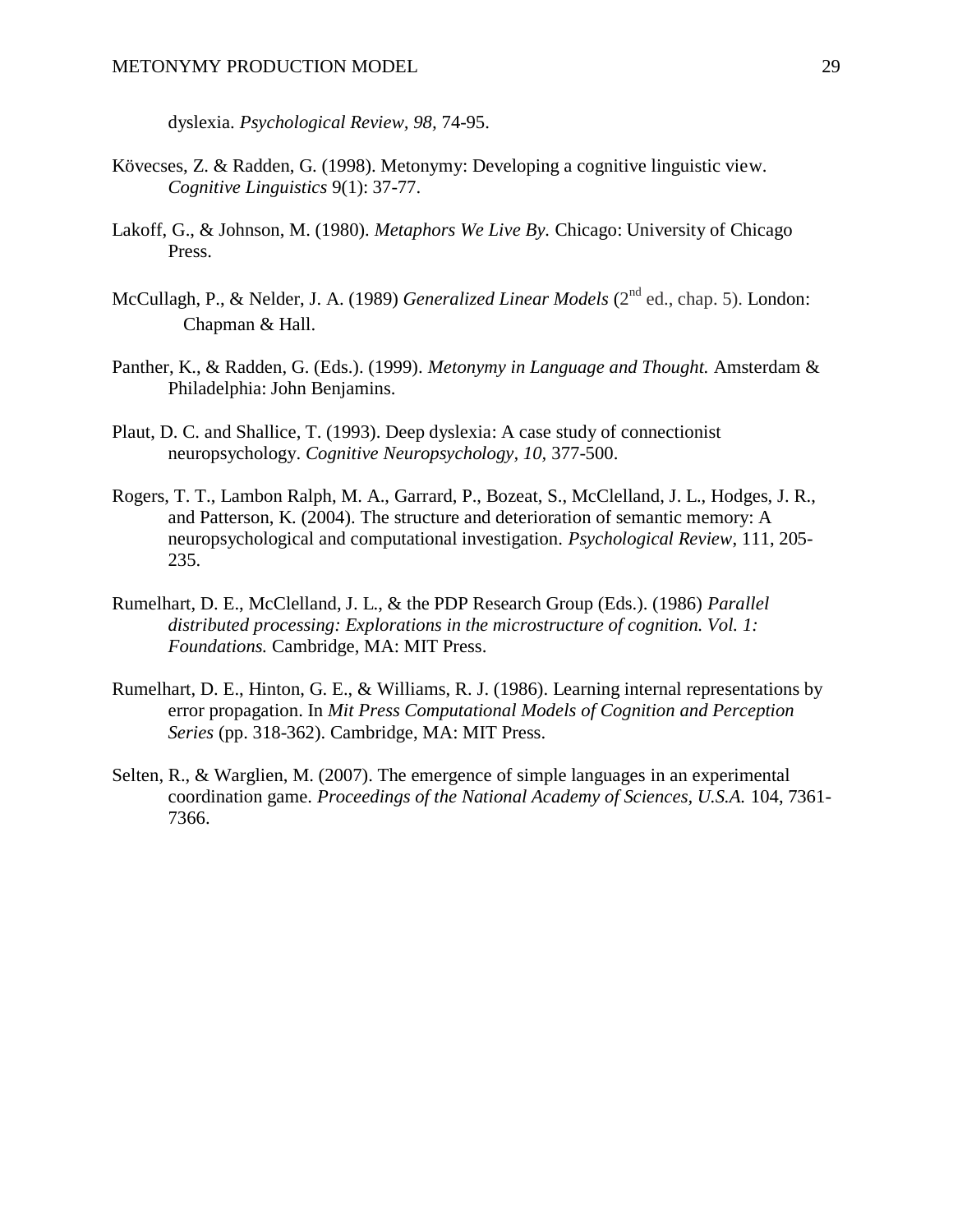dyslexia. *Psychological Review, 98,* 74-95.

Kövecses, Z. & Radden, G. (1998). Metonymy: Developing a cognitive linguistic view. *Cognitive Linguistics* 9(1): 37-77.

Lakoff, G., & Johnson, M. (1980). *Metaphors We Live By.* Chicago: University of Chicago Press.

McCullagh, P., & Nelder, J. A. (1989) *Generalized Linear Models* ($2^{nd}$ ed., chap. 5). London: Chapman & Hall.

Panther, K., & Radden, G. (Eds.). (1999). *Metonymy in Language and Thought.* Amsterdam & Philadelphia: John Benjamins.

Plaut, D. C. and Shallice, T. (1993). Deep dyslexia: A case study of connectionist neuropsychology. *Cognitive Neuropsychology, 10,* 377-500.

Rogers, T. T., Lambon Ralph, M. A., Garrard, P., Bozeat, S., McClelland, J. L., Hodges, J. R., and Patterson, K. (2004). The structure and deterioration of semantic memory: A neuropsychological and computational investigation. *Psychological Review*, 111, 205-235.

Rumelhart, D. E., McClelland, J. L., & the PDP Research Group (Eds.). (1986) *Parallel distributed processing: Explorations in the microstructure of cognition. Vol. 1: Foundations.* Cambridge, MA: MIT Press.

Rumelhart, D. E., Hinton, G. E., & Williams, R. J. (1986). Learning internal representations by error propagation. In *Mit Press Computational Models of Cognition and Perception Series* (pp. 318-362). Cambridge, MA: MIT Press.

Selten, R., & Warglien, M. (2007). The emergence of simple languages in an experimental coordination game. *Proceedings of the National Academy of Sciences, U.S.A.* 104, 7361-7366.